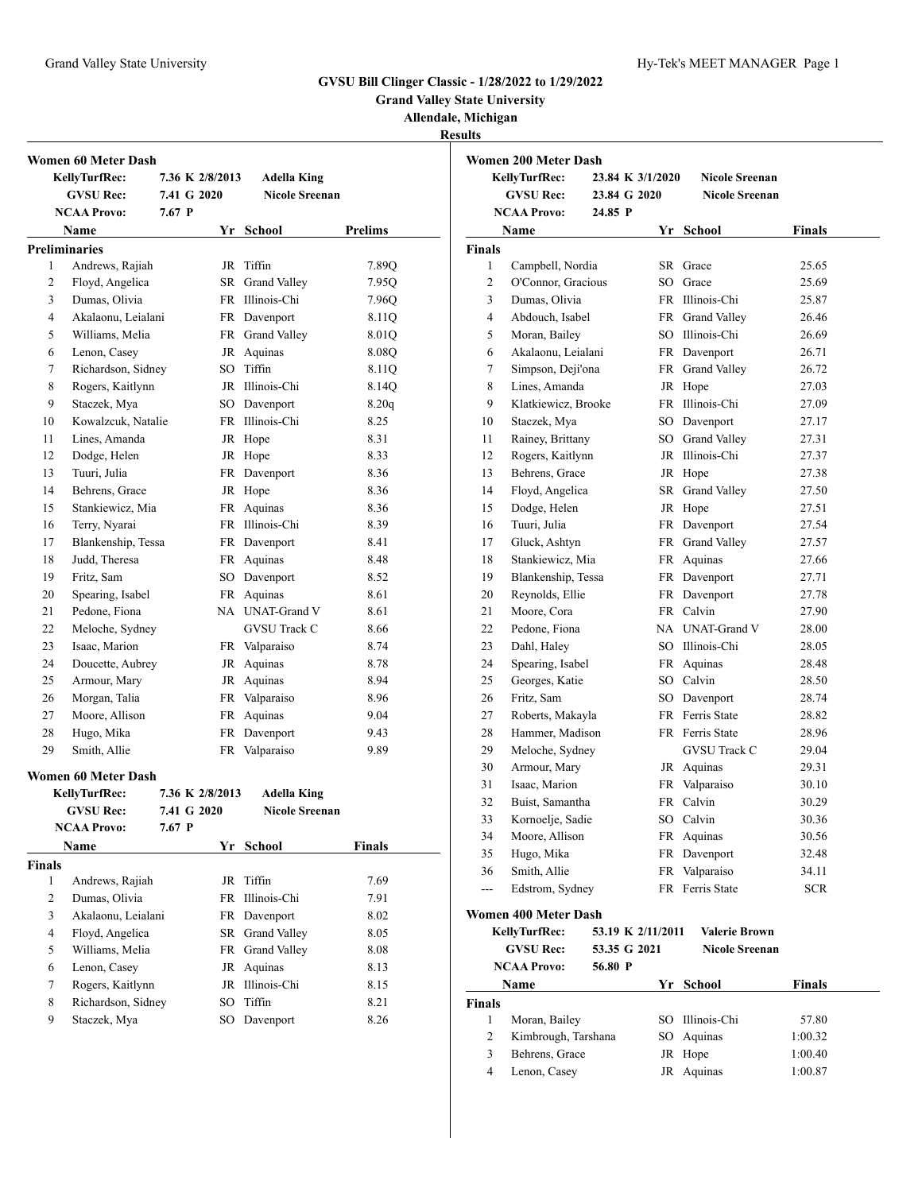# GVSU Bill Clinger Classic - 1/28/2022 to 1/29/2022

**Grand Valley State University**

**Allendale, Michigan**

**Results**

## Women 60 Meter Dash

| | | | |
|---|---|---|---|
| KellyTurfRec: | 7.36 K 2/8/2013 | Adella King | |
| GVSU Rec: | 7.41 G 2020 | Nicole Sreenan | |
| NCAA Provo: | 7.67 P | | |

**Preliminaries**

| | Name | Yr | School | Prelims |
|---|---|---|---|---|
| 1 | Andrews, Rajiah | JR | Tiffin | 7.89Q |
| 2 | Floyd, Angelica | SR | Grand Valley | 7.95Q |
| 3 | Dumas, Olivia | FR | Illinois-Chi | 7.96Q |
| 4 | Akalaonu, Leialani | FR | Davenport | 8.11Q |
| 5 | Williams, Melia | FR | Grand Valley | 8.01Q |
| 6 | Lenon, Casey | JR | Aquinas | 8.08Q |
| 7 | Richardson, Sidney | SO | Tiffin | 8.11Q |
| 8 | Rogers, Kaitlynn | JR | Illinois-Chi | 8.14Q |
| 9 | Staczek, Mya | SO | Davenport | 8.20q |
| 10 | Kowalzcuk, Natalie | FR | Illinois-Chi | 8.25 |
| 11 | Lines, Amanda | JR | Hope | 8.31 |
| 12 | Dodge, Helen | JR | Hope | 8.33 |
| 13 | Tuuri, Julia | FR | Davenport | 8.36 |
| 14 | Behrens, Grace | JR | Hope | 8.36 |
| 15 | Stankiewicz, Mia | FR | Aquinas | 8.36 |
| 16 | Terry, Nyarai | FR | Illinois-Chi | 8.39 |
| 17 | Blankenship, Tessa | FR | Davenport | 8.41 |
| 18 | Judd, Theresa | FR | Aquinas | 8.48 |
| 19 | Fritz, Sam | SO | Davenport | 8.52 |
| 20 | Spearing, Isabel | FR | Aquinas | 8.61 |
| 21 | Pedone, Fiona | NA | UNAT-Grand V | 8.61 |
| 22 | Meloche, Sydney | | GVSU Track C | 8.66 |
| 23 | Isaac, Marion | FR | Valparaiso | 8.74 |
| 24 | Doucette, Aubrey | JR | Aquinas | 8.78 |
| 25 | Armour, Mary | JR | Aquinas | 8.94 |
| 26 | Morgan, Talia | FR | Valparaiso | 8.96 |
| 27 | Moore, Allison | FR | Aquinas | 9.04 |
| 28 | Hugo, Mika | FR | Davenport | 9.43 |
| 29 | Smith, Allie | FR | Valparaiso | 9.89 |

## Women 60 Meter Dash

| | | | |
|---|---|---|---|
| KellyTurfRec: | 7.36 K 2/8/2013 | Adella King | |
| GVSU Rec: | 7.41 G 2020 | Nicole Sreenan | |
| NCAA Provo: | 7.67 P | | |

**Finals**

| | Name | Yr | School | Finals |
|---|---|---|---|---|
| 1 | Andrews, Rajiah | JR | Tiffin | 7.69 |
| 2 | Dumas, Olivia | FR | Illinois-Chi | 7.91 |
| 3 | Akalaonu, Leialani | FR | Davenport | 8.02 |
| 4 | Floyd, Angelica | SR | Grand Valley | 8.05 |
| 5 | Williams, Melia | FR | Grand Valley | 8.08 |
| 6 | Lenon, Casey | JR | Aquinas | 8.13 |
| 7 | Rogers, Kaitlynn | JR | Illinois-Chi | 8.15 |
| 8 | Richardson, Sidney | SO | Tiffin | 8.21 |
| 9 | Staczek, Mya | SO | Davenport | 8.26 |

## Women 200 Meter Dash

| | | | |
|---|---|---|---|
| KellyTurfRec: | 23.84 K 3/1/2020 | Nicole Sreenan | |
| GVSU Rec: | 23.84 G 2020 | Nicole Sreenan | |
| NCAA Provo: | 24.85 P | | |

**Finals**

| | Name | Yr | School | Finals |
|---|---|---|---|---|
| 1 | Campbell, Nordia | SR | Grace | 25.65 |
| 2 | O'Connor, Gracious | SO | Grace | 25.69 |
| 3 | Dumas, Olivia | FR | Illinois-Chi | 25.87 |
| 4 | Abdouch, Isabel | FR | Grand Valley | 26.46 |
| 5 | Moran, Bailey | SO | Illinois-Chi | 26.69 |
| 6 | Akalaonu, Leialani | FR | Davenport | 26.71 |
| 7 | Simpson, Deji'ona | FR | Grand Valley | 26.72 |
| 8 | Lines, Amanda | JR | Hope | 27.03 |
| 9 | Klatkiewicz, Brooke | FR | Illinois-Chi | 27.09 |
| 10 | Staczek, Mya | SO | Davenport | 27.17 |
| 11 | Rainey, Brittany | SO | Grand Valley | 27.31 |
| 12 | Rogers, Kaitlynn | JR | Illinois-Chi | 27.37 |
| 13 | Behrens, Grace | JR | Hope | 27.38 |
| 14 | Floyd, Angelica | SR | Grand Valley | 27.50 |
| 15 | Dodge, Helen | JR | Hope | 27.51 |
| 16 | Tuuri, Julia | FR | Davenport | 27.54 |
| 17 | Gluck, Ashtyn | FR | Grand Valley | 27.57 |
| 18 | Stankiewicz, Mia | FR | Aquinas | 27.66 |
| 19 | Blankenship, Tessa | FR | Davenport | 27.71 |
| 20 | Reynolds, Ellie | FR | Davenport | 27.78 |
| 21 | Moore, Cora | FR | Calvin | 27.90 |
| 22 | Pedone, Fiona | NA | UNAT-Grand V | 28.00 |
| 23 | Dahl, Haley | SO | Illinois-Chi | 28.05 |
| 24 | Spearing, Isabel | FR | Aquinas | 28.48 |
| 25 | Georges, Katie | SO | Calvin | 28.50 |
| 26 | Fritz, Sam | SO | Davenport | 28.74 |
| 27 | Roberts, Makayla | FR | Ferris State | 28.82 |
| 28 | Hammer, Madison | FR | Ferris State | 28.96 |
| 29 | Meloche, Sydney | | GVSU Track C | 29.04 |
| 30 | Armour, Mary | JR | Aquinas | 29.31 |
| 31 | Isaac, Marion | FR | Valparaiso | 30.10 |
| 32 | Buist, Samantha | FR | Calvin | 30.29 |
| 33 | Kornoelje, Sadie | SO | Calvin | 30.36 |
| 34 | Moore, Allison | FR | Aquinas | 30.56 |
| 35 | Hugo, Mika | FR | Davenport | 32.48 |
| 36 | Smith, Allie | FR | Valparaiso | 34.11 |
| --- | Edstrom, Sydney | FR | Ferris State | SCR |

## Women 400 Meter Dash

| | | | |
|---|---|---|---|
| KellyTurfRec: | 53.19 K 2/11/2011 | Valerie Brown | |
| GVSU Rec: | 53.35 G 2021 | Nicole Sreenan | |
| NCAA Provo: | 56.80 P | | |

**Finals**

| | Name | Yr | School | Finals |
|---|---|---|---|---|
| 1 | Moran, Bailey | SO | Illinois-Chi | 57.80 |
| 2 | Kimbrough, Tarshana | SO | Aquinas | 1:00.32 |
| 3 | Behrens, Grace | JR | Hope | 1:00.40 |
| 4 | Lenon, Casey | JR | Aquinas | 1:00.87 |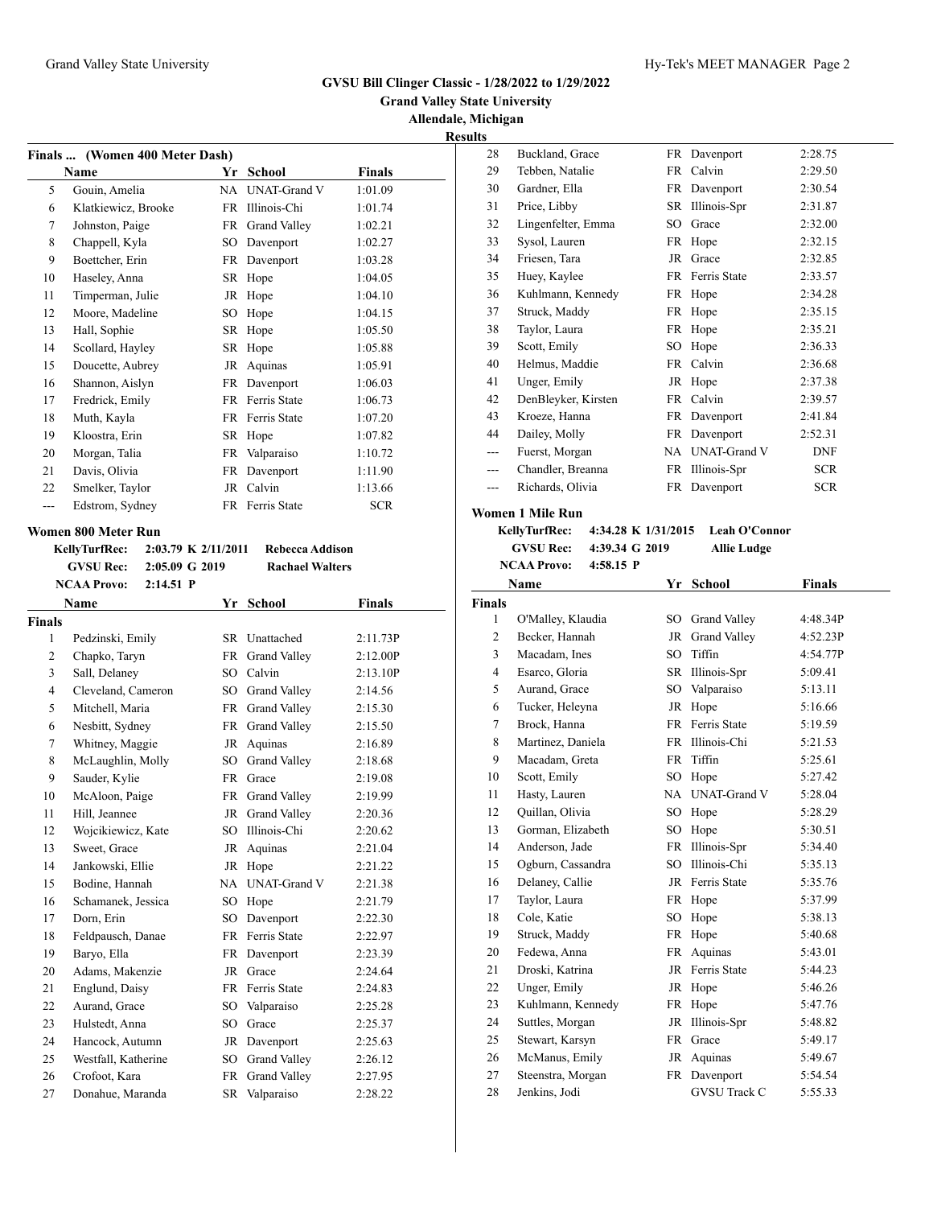# GVSU Bill Clinger Classic - 1/28/2022 to 1/29/2022

**Grand Valley State University**

**Allendale, Michigan**

**Results**

### Finals ... (Women 400 Meter Dash)

| | Name | Yr | School | Finals |
|---|---|---|---|---|
| 5 | Gouin, Amelia | NA | UNAT-Grand V | 1:01.09 |
| 6 | Klatkiewicz, Brooke | FR | Illinois-Chi | 1:01.74 |
| 7 | Johnston, Paige | FR | Grand Valley | 1:02.21 |
| 8 | Chappell, Kyla | SO | Davenport | 1:02.27 |
| 9 | Boettcher, Erin | FR | Davenport | 1:03.28 |
| 10 | Haseley, Anna | SR | Hope | 1:04.05 |
| 11 | Timperman, Julie | JR | Hope | 1:04.10 |
| 12 | Moore, Madeline | SO | Hope | 1:04.15 |
| 13 | Hall, Sophie | SR | Hope | 1:05.50 |
| 14 | Scollard, Hayley | SR | Hope | 1:05.88 |
| 15 | Doucette, Aubrey | JR | Aquinas | 1:05.91 |
| 16 | Shannon, Aislyn | FR | Davenport | 1:06.03 |
| 17 | Fredrick, Emily | FR | Ferris State | 1:06.73 |
| 18 | Muth, Kayla | FR | Ferris State | 1:07.20 |
| 19 | Kloostra, Erin | SR | Hope | 1:07.82 |
| 20 | Morgan, Talia | FR | Valparaiso | 1:10.72 |
| 21 | Davis, Olivia | FR | Davenport | 1:11.90 |
| 22 | Smelker, Taylor | JR | Calvin | 1:13.66 |
| --- | Edstrom, Sydney | FR | Ferris State | SCR |

### Women 800 Meter Run

**KellyTurfRec:** 2:03.79 K 2/11/2011 **Rebecca Addison**
**GVSU Rec:** 2:05.09 G 2019 **Rachael Walters**
**NCAA Provo:** 2:14.51 P

| | Name | Yr | School | Finals |
|---|---|---|---|---|
| **Finals** | | | | |
| 1 | Pedzinski, Emily | SR | Unattached | 2:11.73P |
| 2 | Chapko, Taryn | FR | Grand Valley | 2:12.00P |
| 3 | Sall, Delaney | SO | Calvin | 2:13.10P |
| 4 | Cleveland, Cameron | SO | Grand Valley | 2:14.56 |
| 5 | Mitchell, Maria | FR | Grand Valley | 2:15.30 |
| 6 | Nesbitt, Sydney | FR | Grand Valley | 2:15.50 |
| 7 | Whitney, Maggie | JR | Aquinas | 2:16.89 |
| 8 | McLaughlin, Molly | SO | Grand Valley | 2:18.68 |
| 9 | Sauder, Kylie | FR | Grace | 2:19.08 |
| 10 | McAloon, Paige | FR | Grand Valley | 2:19.99 |
| 11 | Hill, Jeannee | JR | Grand Valley | 2:20.36 |
| 12 | Wojcikiewicz, Kate | SO | Illinois-Chi | 2:20.62 |
| 13 | Sweet, Grace | JR | Aquinas | 2:21.04 |
| 14 | Jankowski, Ellie | JR | Hope | 2:21.22 |
| 15 | Bodine, Hannah | NA | UNAT-Grand V | 2:21.38 |
| 16 | Schamanek, Jessica | SO | Hope | 2:21.79 |
| 17 | Dorn, Erin | SO | Davenport | 2:22.30 |
| 18 | Feldpausch, Danae | FR | Ferris State | 2:22.97 |
| 19 | Baryo, Ella | FR | Davenport | 2:23.39 |
| 20 | Adams, Makenzie | JR | Grace | 2:24.64 |
| 21 | Englund, Daisy | FR | Ferris State | 2:24.83 |
| 22 | Aurand, Grace | SO | Valparaiso | 2:25.28 |
| 23 | Hulstedt, Anna | SO | Grace | 2:25.37 |
| 24 | Hancock, Autumn | JR | Davenport | 2:25.63 |
| 25 | Westfall, Katherine | SO | Grand Valley | 2:26.12 |
| 26 | Crofoot, Kara | FR | Grand Valley | 2:27.95 |
| 27 | Donahue, Maranda | SR | Valparaiso | 2:28.22 |
| 28 | Buckland, Grace | FR | Davenport | 2:28.75 |
| 29 | Tebben, Natalie | FR | Calvin | 2:29.50 |
| 30 | Gardner, Ella | FR | Davenport | 2:30.54 |
| 31 | Price, Libby | SR | Illinois-Spr | 2:31.87 |
| 32 | Lingenfelter, Emma | SO | Grace | 2:32.00 |
| 33 | Sysol, Lauren | FR | Hope | 2:32.15 |
| 34 | Friesen, Tara | JR | Grace | 2:32.85 |
| 35 | Huey, Kaylee | FR | Ferris State | 2:33.57 |
| 36 | Kuhlmann, Kennedy | FR | Hope | 2:34.28 |
| 37 | Struck, Maddy | FR | Hope | 2:35.15 |
| 38 | Taylor, Laura | FR | Hope | 2:35.21 |
| 39 | Scott, Emily | SO | Hope | 2:36.33 |
| 40 | Helmus, Maddie | FR | Calvin | 2:36.68 |
| 41 | Unger, Emily | JR | Hope | 2:37.38 |
| 42 | DenBleyker, Kirsten | FR | Calvin | 2:39.57 |
| 43 | Kroeze, Hanna | FR | Davenport | 2:41.84 |
| 44 | Dailey, Molly | FR | Davenport | 2:52.31 |
| --- | Fuerst, Morgan | NA | UNAT-Grand V | DNF |
| --- | Chandler, Breanna | FR | Illinois-Spr | SCR |
| --- | Richards, Olivia | FR | Davenport | SCR |

### Women 1 Mile Run

**KellyTurfRec:** 4:34.28 K 1/31/2015 **Leah O'Connor**
**GVSU Rec:** 4:39.34 G 2019 **Allie Ludge**
**NCAA Provo:** 4:58.15 P

| | Name | Yr | School | Finals |
|---|---|---|---|---|
| **Finals** | | | | |
| 1 | O'Malley, Klaudia | SO | Grand Valley | 4:48.34P |
| 2 | Becker, Hannah | JR | Grand Valley | 4:52.23P |
| 3 | Macadam, Ines | SO | Tiffin | 4:54.77P |
| 4 | Esarco, Gloria | SR | Illinois-Spr | 5:09.41 |
| 5 | Aurand, Grace | SO | Valparaiso | 5:13.11 |
| 6 | Tucker, Heleyna | JR | Hope | 5:16.66 |
| 7 | Brock, Hanna | FR | Ferris State | 5:19.59 |
| 8 | Martinez, Daniela | FR | Illinois-Chi | 5:21.53 |
| 9 | Macadam, Greta | FR | Tiffin | 5:25.61 |
| 10 | Scott, Emily | SO | Hope | 5:27.42 |
| 11 | Hasty, Lauren | NA | UNAT-Grand V | 5:28.04 |
| 12 | Quillan, Olivia | SO | Hope | 5:28.29 |
| 13 | Gorman, Elizabeth | SO | Hope | 5:30.51 |
| 14 | Anderson, Jade | FR | Illinois-Spr | 5:34.40 |
| 15 | Ogburn, Cassandra | SO | Illinois-Chi | 5:35.13 |
| 16 | Delaney, Callie | JR | Ferris State | 5:35.76 |
| 17 | Taylor, Laura | FR | Hope | 5:37.99 |
| 18 | Cole, Katie | SO | Hope | 5:38.13 |
| 19 | Struck, Maddy | FR | Hope | 5:40.68 |
| 20 | Fedewa, Anna | FR | Aquinas | 5:43.01 |
| 21 | Droski, Katrina | JR | Ferris State | 5:44.23 |
| 22 | Unger, Emily | JR | Hope | 5:46.26 |
| 23 | Kuhlmann, Kennedy | FR | Hope | 5:47.76 |
| 24 | Suttles, Morgan | JR | Illinois-Spr | 5:48.82 |
| 25 | Stewart, Karsyn | FR | Grace | 5:49.17 |
| 26 | McManus, Emily | JR | Aquinas | 5:49.67 |
| 27 | Steenstra, Morgan | FR | Davenport | 5:54.54 |
| 28 | Jenkins, Jodi | | GVSU Track C | 5:55.33 |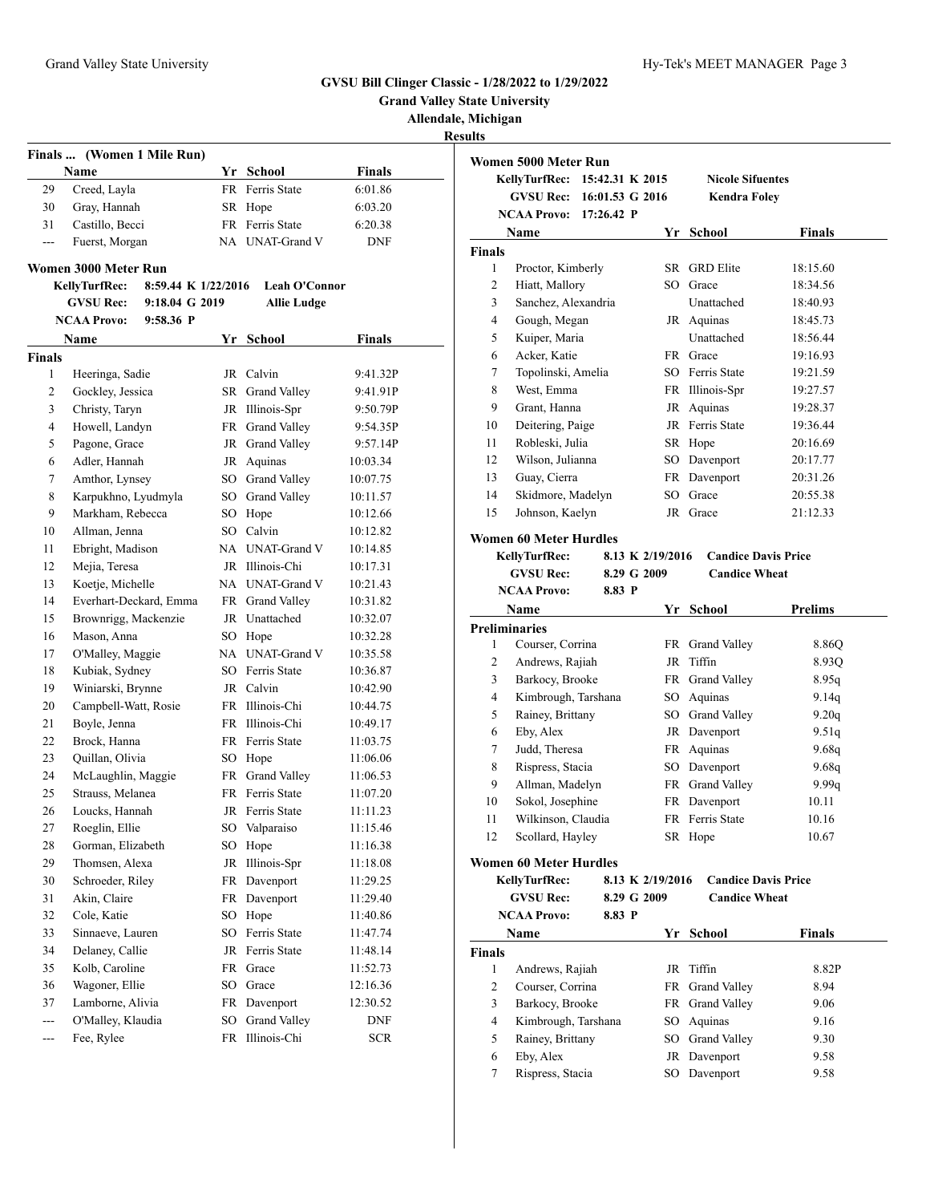# GVSU Bill Clinger Classic - 1/28/2022 to 1/29/2022

**Grand Valley State University**

**Allendale, Michigan**

**Results**

## Finals ... (Women 1 Mile Run)

| | Name | Yr | School | Finals |
|---|---|---|---|---|
| 29 | Creed, Layla | FR | Ferris State | 6:01.86 |
| 30 | Gray, Hannah | SR | Hope | 6:03.20 |
| 31 | Castillo, Becci | FR | Ferris State | 6:20.38 |
| --- | Fuerst, Morgan | NA | UNAT-Grand V | DNF |

## Women 3000 Meter Run

**KellyTurfRec:** 8:59.44 K 1/22/2016 **Leah O'Connor**
**GVSU Rec:** 9:18.04 G 2019 **Allie Ludge**
**NCAA Provo:** 9:58.36 P

**Finals**

| | Name | Yr | School | Finals |
|---|---|---|---|---|
| 1 | Heeringa, Sadie | JR | Calvin | 9:41.32P |
| 2 | Gockley, Jessica | SR | Grand Valley | 9:41.91P |
| 3 | Christy, Taryn | JR | Illinois-Spr | 9:50.79P |
| 4 | Howell, Landyn | FR | Grand Valley | 9:54.35P |
| 5 | Pagone, Grace | JR | Grand Valley | 9:57.14P |
| 6 | Adler, Hannah | JR | Aquinas | 10:03.34 |
| 7 | Amthor, Lynsey | SO | Grand Valley | 10:07.75 |
| 8 | Karpukhno, Lyudmyla | SO | Grand Valley | 10:11.57 |
| 9 | Markham, Rebecca | SO | Hope | 10:12.66 |
| 10 | Allman, Jenna | SO | Calvin | 10:12.82 |
| 11 | Ebright, Madison | NA | UNAT-Grand V | 10:14.85 |
| 12 | Mejia, Teresa | JR | Illinois-Chi | 10:17.31 |
| 13 | Koetje, Michelle | NA | UNAT-Grand V | 10:21.43 |
| 14 | Everhart-Deckard, Emma | FR | Grand Valley | 10:31.82 |
| 15 | Brownrigg, Mackenzie | JR | Unattached | 10:32.07 |
| 16 | Mason, Anna | SO | Hope | 10:32.28 |
| 17 | O'Malley, Maggie | NA | UNAT-Grand V | 10:35.58 |
| 18 | Kubiak, Sydney | SO | Ferris State | 10:36.87 |
| 19 | Winiarski, Brynne | JR | Calvin | 10:42.90 |
| 20 | Campbell-Watt, Rosie | FR | Illinois-Chi | 10:44.75 |
| 21 | Boyle, Jenna | FR | Illinois-Chi | 10:49.17 |
| 22 | Brock, Hanna | FR | Ferris State | 11:03.75 |
| 23 | Quillan, Olivia | SO | Hope | 11:06.06 |
| 24 | McLaughlin, Maggie | FR | Grand Valley | 11:06.53 |
| 25 | Strauss, Melanea | FR | Ferris State | 11:07.20 |
| 26 | Loucks, Hannah | JR | Ferris State | 11:11.23 |
| 27 | Roeglin, Ellie | SO | Valparaiso | 11:15.46 |
| 28 | Gorman, Elizabeth | SO | Hope | 11:16.38 |
| 29 | Thomsen, Alexa | JR | Illinois-Spr | 11:18.08 |
| 30 | Schroeder, Riley | FR | Davenport | 11:29.25 |
| 31 | Akin, Claire | FR | Davenport | 11:29.40 |
| 32 | Cole, Katie | SO | Hope | 11:40.86 |
| 33 | Sinnaeve, Lauren | SO | Ferris State | 11:47.74 |
| 34 | Delaney, Callie | JR | Ferris State | 11:48.14 |
| 35 | Kolb, Caroline | FR | Grace | 11:52.73 |
| 36 | Wagoner, Ellie | SO | Grace | 12:16.36 |
| 37 | Lamborne, Alivia | FR | Davenport | 12:30.52 |
| --- | O'Malley, Klaudia | SO | Grand Valley | DNF |
| --- | Fee, Rylee | FR | Illinois-Chi | SCR |

## Women 5000 Meter Run

**KellyTurfRec:** 15:42.31 K 2015 **Nicole Sifuentes**
**GVSU Rec:** 16:01.53 G 2016 **Kendra Foley**
**NCAA Provo:** 17:26.42 P

**Finals**

| | Name | Yr | School | Finals |
|---|---|---|---|---|
| 1 | Proctor, Kimberly | SR | GRD Elite | 18:15.60 |
| 2 | Hiatt, Mallory | SO | Grace | 18:34.56 |
| 3 | Sanchez, Alexandria | | Unattached | 18:40.93 |
| 4 | Gough, Megan | JR | Aquinas | 18:45.73 |
| 5 | Kuiper, Maria | | Unattached | 18:56.44 |
| 6 | Acker, Katie | FR | Grace | 19:16.93 |
| 7 | Topolinski, Amelia | SO | Ferris State | 19:21.59 |
| 8 | West, Emma | FR | Illinois-Spr | 19:27.57 |
| 9 | Grant, Hanna | JR | Aquinas | 19:28.37 |
| 10 | Deitering, Paige | JR | Ferris State | 19:36.44 |
| 11 | Robleski, Julia | SR | Hope | 20:16.69 |
| 12 | Wilson, Julianna | SO | Davenport | 20:17.77 |
| 13 | Guay, Cierra | FR | Davenport | 20:31.26 |
| 14 | Skidmore, Madelyn | SO | Grace | 20:55.38 |
| 15 | Johnson, Kaelyn | JR | Grace | 21:12.33 |

## Women 60 Meter Hurdles

**KellyTurfRec:** 8.13 K 2/19/2016 **Candice Davis Price**
**GVSU Rec:** 8.29 G 2009 **Candice Wheat**
**NCAA Provo:** 8.83 P

**Preliminaries**

| | Name | Yr | School | Prelims |
|---|---|---|---|---|
| 1 | Courser, Corrina | FR | Grand Valley | 8.86Q |
| 2 | Andrews, Rajiah | JR | Tiffin | 8.93Q |
| 3 | Barkocy, Brooke | FR | Grand Valley | 8.95q |
| 4 | Kimbrough, Tarshana | SO | Aquinas | 9.14q |
| 5 | Rainey, Brittany | SO | Grand Valley | 9.20q |
| 6 | Eby, Alex | JR | Davenport | 9.51q |
| 7 | Judd, Theresa | FR | Aquinas | 9.68q |
| 8 | Rispress, Stacia | SO | Davenport | 9.68q |
| 9 | Allman, Madelyn | FR | Grand Valley | 9.99q |
| 10 | Sokol, Josephine | FR | Davenport | 10.11 |
| 11 | Wilkinson, Claudia | FR | Ferris State | 10.16 |
| 12 | Scollard, Hayley | SR | Hope | 10.67 |

## Women 60 Meter Hurdles

**KellyTurfRec:** 8.13 K 2/19/2016 **Candice Davis Price**
**GVSU Rec:** 8.29 G 2009 **Candice Wheat**
**NCAA Provo:** 8.83 P

**Finals**

| | Name | Yr | School | Finals |
|---|---|---|---|---|
| 1 | Andrews, Rajiah | JR | Tiffin | 8.82P |
| 2 | Courser, Corrina | FR | Grand Valley | 8.94 |
| 3 | Barkocy, Brooke | FR | Grand Valley | 9.06 |
| 4 | Kimbrough, Tarshana | SO | Aquinas | 9.16 |
| 5 | Rainey, Brittany | SO | Grand Valley | 9.30 |
| 6 | Eby, Alex | JR | Davenport | 9.58 |
| 7 | Rispress, Stacia | SO | Davenport | 9.58 |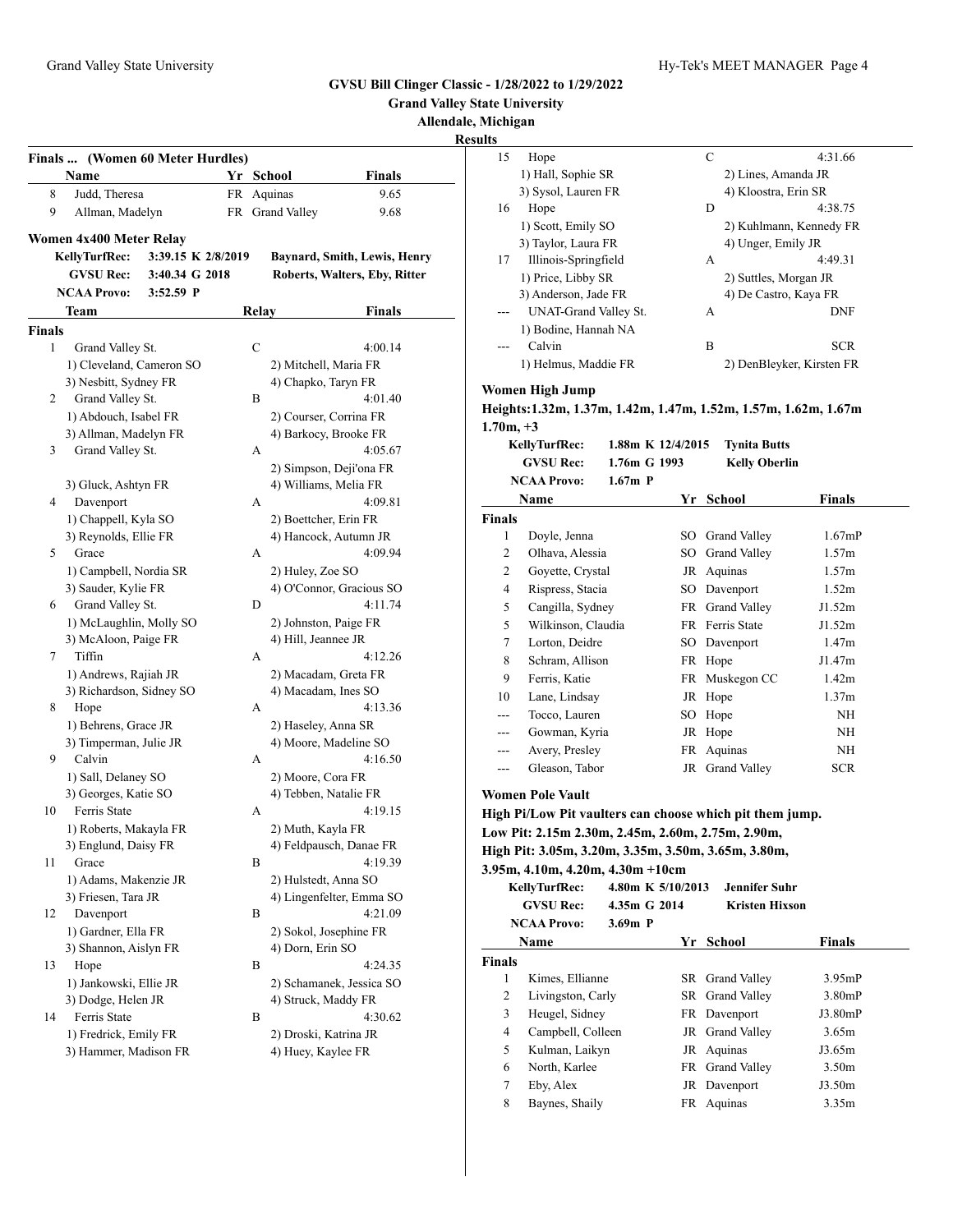# GVSU Bill Clinger Classic - 1/28/2022 to 1/29/2022

**Grand Valley State University**

**Allendale, Michigan**

**Results**

### Finals ... (Women 60 Meter Hurdles)

| | Name | Yr | School | Finals |
|---|---|---|---|---|
| 8 | Judd, Theresa | FR | Aquinas | 9.65 |
| 9 | Allman, Madelyn | FR | Grand Valley | 9.68 |

### Women 4x400 Meter Relay

| | | | |
|---|---|---|---|
| KellyTurfRec: | 3:39.15 K 2/8/2019 | Baynard, Smith, Lewis, Henry |
| GVSU Rec: | 3:40.34 G 2018 | Roberts, Walters, Eby, Ritter |
| NCAA Provo: | 3:52.59 P | |

**Finals**

| | Team | Relay | Finals |
|---|---|---|---|
| 1 | Grand Valley St. | C | 4:00.14 |
| | 1) Cleveland, Cameron SO; 2) Mitchell, Maria FR; 3) Nesbitt, Sydney FR; 4) Chapko, Taryn FR | | |
| 2 | Grand Valley St. | B | 4:01.40 |
| | 1) Abdouch, Isabel FR; 2) Courser, Corrina FR; 3) Allman, Madelyn FR; 4) Barkocy, Brooke FR | | |
| 3 | Grand Valley St. | A | 4:05.67 |
| | 2) Simpson, Deji'ona FR; 3) Gluck, Ashtyn FR; 4) Williams, Melia FR | | |
| 4 | Davenport | A | 4:09.81 |
| | 1) Chappell, Kyla SO; 2) Boettcher, Erin FR; 3) Reynolds, Ellie FR; 4) Hancock, Autumn JR | | |
| 5 | Grace | A | 4:09.94 |
| | 1) Campbell, Nordia SR; 2) Huley, Zoe SO; 3) Sauder, Kylie FR; 4) O'Connor, Gracious SO | | |
| 6 | Grand Valley St. | D | 4:11.74 |
| | 1) McLaughlin, Molly SO; 2) Johnston, Paige FR; 3) McAloon, Paige FR; 4) Hill, Jeannee JR | | |
| 7 | Tiffin | A | 4:12.26 |
| | 1) Andrews, Rajiah JR; 2) Macadam, Greta FR; 3) Richardson, Sidney SO; 4) Macadam, Ines SO | | |
| 8 | Hope | A | 4:13.36 |
| | 1) Behrens, Grace JR; 2) Haseley, Anna SR; 3) Timperman, Julie JR; 4) Moore, Madeline SO | | |
| 9 | Calvin | A | 4:16.50 |
| | 1) Sall, Delaney SO; 2) Moore, Cora FR; 3) Georges, Katie SO; 4) Tebben, Natalie FR | | |
| 10 | Ferris State | A | 4:19.15 |
| | 1) Roberts, Makayla FR; 2) Muth, Kayla FR; 3) Englund, Daisy FR; 4) Feldpausch, Danae FR | | |
| 11 | Grace | B | 4:19.39 |
| | 1) Adams, Makenzie JR; 2) Hulstedt, Anna SO; 3) Friesen, Tara JR; 4) Lingenfelter, Emma SO | | |
| 12 | Davenport | B | 4:21.09 |
| | 1) Gardner, Ella FR; 2) Sokol, Josephine FR; 3) Shannon, Aislyn FR; 4) Dorn, Erin SO | | |
| 13 | Hope | B | 4:24.35 |
| | 1) Jankowski, Ellie JR; 2) Schamanek, Jessica SO; 3) Dodge, Helen JR; 4) Struck, Maddy FR | | |
| 14 | Ferris State | B | 4:30.62 |
| | 1) Fredrick, Emily FR; 2) Droski, Katrina JR; 3) Hammer, Madison FR; 4) Huey, Kaylee FR | | |
| 15 | Hope | C | 4:31.66 |
| | 1) Hall, Sophie SR; 2) Lines, Amanda JR; 3) Sysol, Lauren FR; 4) Kloostra, Erin SR | | |
| 16 | Hope | D | 4:38.75 |
| | 1) Scott, Emily SO; 2) Kuhlmann, Kennedy FR; 3) Taylor, Laura FR; 4) Unger, Emily JR | | |
| 17 | Illinois-Springfield | A | 4:49.31 |
| | 1) Price, Libby SR; 2) Suttles, Morgan JR; 3) Anderson, Jade FR; 4) De Castro, Kaya FR | | |
| --- | UNAT-Grand Valley St. | A | DNF |
| | 1) Bodine, Hannah NA | | |
| --- | Calvin | B | SCR |
| | 1) Helmus, Maddie FR; 2) DenBleyker, Kirsten FR | | |

### Women High Jump

**Heights:1.32m, 1.37m, 1.42m, 1.47m, 1.52m, 1.57m, 1.62m, 1.67m 1.70m, +3**

| | | |
|---|---|---|
| KellyTurfRec: | 1.88m K 12/4/2015 | Tynita Butts |
| GVSU Rec: | 1.76m G 1993 | Kelly Oberlin |
| NCAA Provo: | 1.67m P | |

**Finals**

| | Name | Yr | School | Finals |
|---|---|---|---|---|
| 1 | Doyle, Jenna | SO | Grand Valley | 1.67mP |
| 2 | Olhava, Alessia | SO | Grand Valley | 1.57m |
| 2 | Goyette, Crystal | JR | Aquinas | 1.57m |
| 4 | Rispress, Stacia | SO | Davenport | 1.52m |
| 5 | Cangilla, Sydney | FR | Grand Valley | J1.52m |
| 5 | Wilkinson, Claudia | FR | Ferris State | J1.52m |
| 7 | Lorton, Deidre | SO | Davenport | 1.47m |
| 8 | Schram, Allison | FR | Hope | J1.47m |
| 9 | Ferris, Katie | FR | Muskegon CC | 1.42m |
| 10 | Lane, Lindsay | JR | Hope | 1.37m |
| --- | Tocco, Lauren | SO | Hope | NH |
| --- | Gowman, Kyria | JR | Hope | NH |
| --- | Avery, Presley | FR | Aquinas | NH |
| --- | Gleason, Tabor | JR | Grand Valley | SCR |

### Women Pole Vault

**High Pi/Low Pit vaulters can choose which pit them jump.**
**Low Pit: 2.15m 2.30m, 2.45m, 2.60m, 2.75m, 2.90m,**
**High Pit: 3.05m, 3.20m, 3.35m, 3.50m, 3.65m, 3.80m, 3.95m, 4.10m, 4.20m, 4.30m +10cm**

| | | |
|---|---|---|
| KellyTurfRec: | 4.80m K 5/10/2013 | Jennifer Suhr |
| GVSU Rec: | 4.35m G 2014 | Kristen Hixson |
| NCAA Provo: | 3.69m P | |

**Finals**

| | Name | Yr | School | Finals |
|---|---|---|---|---|
| 1 | Kimes, Ellianne | SR | Grand Valley | 3.95mP |
| 2 | Livingston, Carly | SR | Grand Valley | 3.80mP |
| 3 | Heugel, Sidney | FR | Davenport | J3.80mP |
| 4 | Campbell, Colleen | JR | Grand Valley | 3.65m |
| 5 | Kulman, Laikyn | JR | Aquinas | J3.65m |
| 6 | North, Karlee | FR | Grand Valley | 3.50m |
| 7 | Eby, Alex | JR | Davenport | J3.50m |
| 8 | Baynes, Shaily | FR | Aquinas | 3.35m |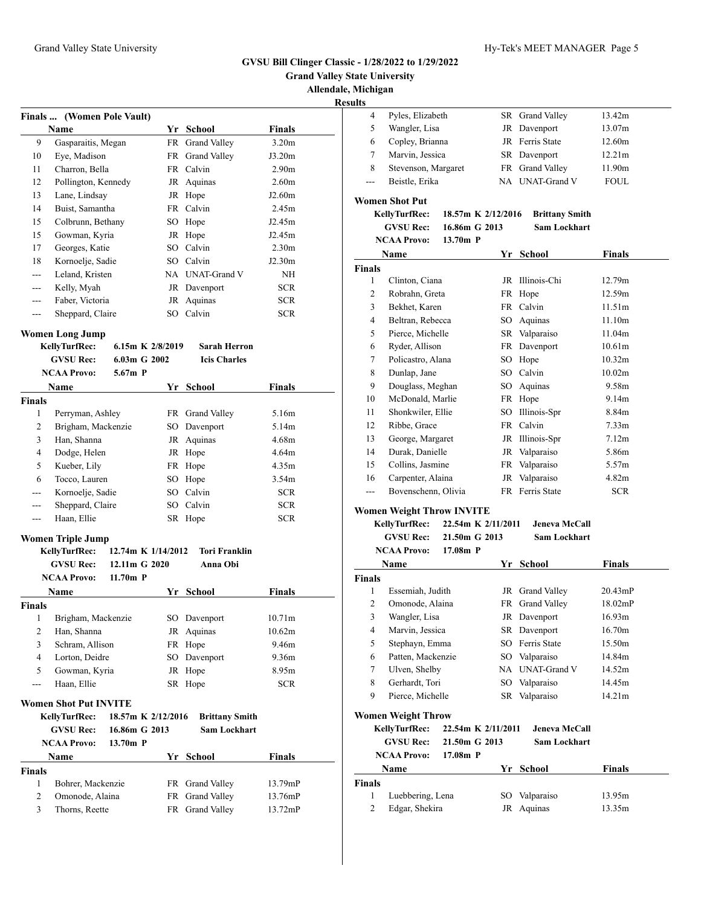# GVSU Bill Clinger Classic - 1/28/2022 to 1/29/2022

**Grand Valley State University**

**Allendale, Michigan**

**Results**

### Finals ... (Women Pole Vault)

| | Name | Yr | School | Finals |
|---|---|---|---|---|
| 9 | Gasparaitis, Megan | FR | Grand Valley | 3.20m |
| 10 | Eye, Madison | FR | Grand Valley | J3.20m |
| 11 | Charron, Bella | FR | Calvin | 2.90m |
| 12 | Pollington, Kennedy | JR | Aquinas | 2.60m |
| 13 | Lane, Lindsay | JR | Hope | J2.60m |
| 14 | Buist, Samantha | FR | Calvin | 2.45m |
| 15 | Colbrunn, Bethany | SO | Hope | J2.45m |
| 15 | Gowman, Kyria | JR | Hope | J2.45m |
| 17 | Georges, Katie | SO | Calvin | 2.30m |
| 18 | Kornoelje, Sadie | SO | Calvin | J2.30m |
| --- | Leland, Kristen | NA | UNAT-Grand V | NH |
| --- | Kelly, Myah | JR | Davenport | SCR |
| --- | Faber, Victoria | JR | Aquinas | SCR |
| --- | Sheppard, Claire | SO | Calvin | SCR |

### Women Long Jump

**KellyTurfRec:** 6.15m K 2/8/2019 **Sarah Herron**
**GVSU Rec:** 6.03m G 2002 **Icis Charles**
**NCAA Provo:** 5.67m P

| | Name | Yr | School | Finals |
|---|---|---|---|---|
| **Finals** | | | | |
| 1 | Perryman, Ashley | FR | Grand Valley | 5.16m |
| 2 | Brigham, Mackenzie | SO | Davenport | 5.14m |
| 3 | Han, Shanna | JR | Aquinas | 4.68m |
| 4 | Dodge, Helen | JR | Hope | 4.64m |
| 5 | Kueber, Lily | FR | Hope | 4.35m |
| 6 | Tocco, Lauren | SO | Hope | 3.54m |
| --- | Kornoelje, Sadie | SO | Calvin | SCR |
| --- | Sheppard, Claire | SO | Calvin | SCR |
| --- | Haan, Ellie | SR | Hope | SCR |

### Women Triple Jump

**KellyTurfRec:** 12.74m K 1/14/2012 **Tori Franklin**
**GVSU Rec:** 12.11m G 2020 **Anna Obi**
**NCAA Provo:** 11.70m P

| | Name | Yr | School | Finals |
|---|---|---|---|---|
| **Finals** | | | | |
| 1 | Brigham, Mackenzie | SO | Davenport | 10.71m |
| 2 | Han, Shanna | JR | Aquinas | 10.62m |
| 3 | Schram, Allison | FR | Hope | 9.46m |
| 4 | Lorton, Deidre | SO | Davenport | 9.36m |
| 5 | Gowman, Kyria | JR | Hope | 8.95m |
| --- | Haan, Ellie | SR | Hope | SCR |

### Women Shot Put INVITE

**KellyTurfRec:** 18.57m K 2/12/2016 **Brittany Smith**
**GVSU Rec:** 16.86m G 2013 **Sam Lockhart**
**NCAA Provo:** 13.70m P

| | Name | Yr | School | Finals |
|---|---|---|---|---|
| **Finals** | | | | |
| 1 | Bohrer, Mackenzie | FR | Grand Valley | 13.79mP |
| 2 | Omonode, Alaina | FR | Grand Valley | 13.76mP |
| 3 | Thorns, Reette | FR | Grand Valley | 13.72mP |
| 4 | Pyles, Elizabeth | SR | Grand Valley | 13.42m |
| 5 | Wangler, Lisa | JR | Davenport | 13.07m |
| 6 | Copley, Brianna | JR | Ferris State | 12.60m |
| 7 | Marvin, Jessica | SR | Davenport | 12.21m |
| 8 | Stevenson, Margaret | FR | Grand Valley | 11.90m |
| --- | Beistle, Erika | NA | UNAT-Grand V | FOUL |

### Women Shot Put

**KellyTurfRec:** 18.57m K 2/12/2016 **Brittany Smith**
**GVSU Rec:** 16.86m G 2013 **Sam Lockhart**
**NCAA Provo:** 13.70m P

| | Name | Yr | School | Finals |
|---|---|---|---|---|
| **Finals** | | | | |
| 1 | Clinton, Ciana | JR | Illinois-Chi | 12.79m |
| 2 | Robrahn, Greta | FR | Hope | 12.59m |
| 3 | Bekhet, Karen | FR | Calvin | 11.51m |
| 4 | Beltran, Rebecca | SO | Aquinas | 11.10m |
| 5 | Pierce, Michelle | SR | Valparaiso | 11.04m |
| 6 | Ryder, Allison | FR | Davenport | 10.61m |
| 7 | Policastro, Alana | SO | Hope | 10.32m |
| 8 | Dunlap, Jane | SO | Calvin | 10.02m |
| 9 | Douglass, Meghan | SO | Aquinas | 9.58m |
| 10 | McDonald, Marlie | FR | Hope | 9.14m |
| 11 | Shonkwiler, Ellie | SO | Illinois-Spr | 8.84m |
| 12 | Ribbe, Grace | FR | Calvin | 7.33m |
| 13 | George, Margaret | JR | Illinois-Spr | 7.12m |
| 14 | Durak, Danielle | JR | Valparaiso | 5.86m |
| 15 | Collins, Jasmine | FR | Valparaiso | 5.57m |
| 16 | Carpenter, Alaina | JR | Valparaiso | 4.82m |
| --- | Bovenschenn, Olivia | FR | Ferris State | SCR |

### Women Weight Throw INVITE

**KellyTurfRec:** 22.54m K 2/11/2011 **Jeneva McCall**
**GVSU Rec:** 21.50m G 2013 **Sam Lockhart**
**NCAA Provo:** 17.08m P

| | Name | Yr | School | Finals |
|---|---|---|---|---|
| **Finals** | | | | |
| 1 | Essemiah, Judith | JR | Grand Valley | 20.43mP |
| 2 | Omonode, Alaina | FR | Grand Valley | 18.02mP |
| 3 | Wangler, Lisa | JR | Davenport | 16.93m |
| 4 | Marvin, Jessica | SR | Davenport | 16.70m |
| 5 | Stephayn, Emma | SO | Ferris State | 15.50m |
| 6 | Patten, Mackenzie | SO | Valparaiso | 14.84m |
| 7 | Ulven, Shelby | NA | UNAT-Grand V | 14.52m |
| 8 | Gerhardt, Tori | SO | Valparaiso | 14.45m |
| 9 | Pierce, Michelle | SR | Valparaiso | 14.21m |

### Women Weight Throw

**KellyTurfRec:** 22.54m K 2/11/2011 **Jeneva McCall**
**GVSU Rec:** 21.50m G 2013 **Sam Lockhart**
**NCAA Provo:** 17.08m P

| | Name | Yr | School | Finals |
|---|---|---|---|---|
| **Finals** | | | | |
| 1 | Luebbering, Lena | SO | Valparaiso | 13.95m |
| 2 | Edgar, Shekira | JR | Aquinas | 13.35m |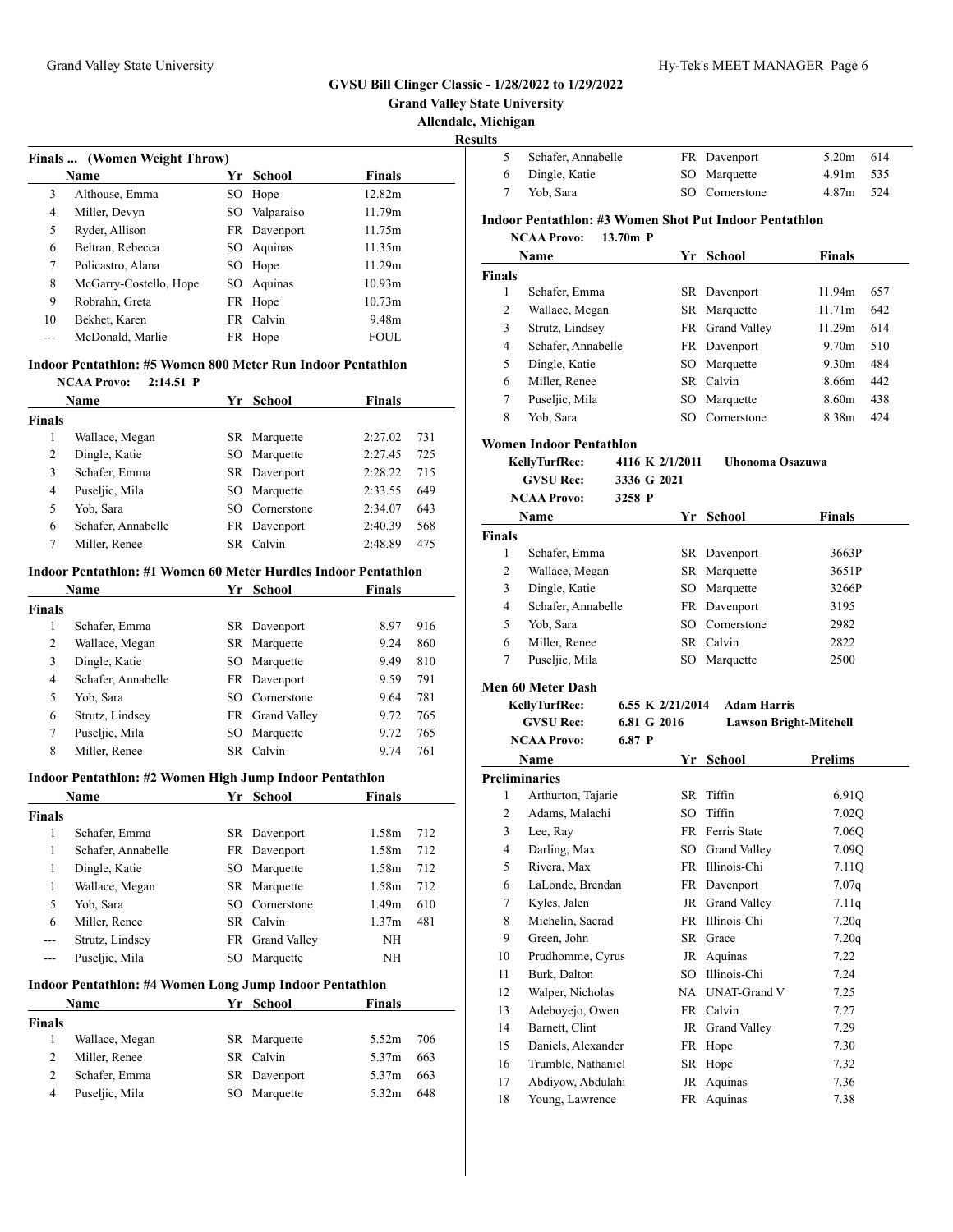# GVSU Bill Clinger Classic - 1/28/2022 to 1/29/2022

**Grand Valley State University**

**Allendale, Michigan**

**Results**

### Finals ... (Women Weight Throw)

| | Name | Yr | School | Finals |
|---|---|---|---|---|
| 3 | Althouse, Emma | SO | Hope | 12.82m |
| 4 | Miller, Devyn | SO | Valparaiso | 11.79m |
| 5 | Ryder, Allison | FR | Davenport | 11.75m |
| 6 | Beltran, Rebecca | SO | Aquinas | 11.35m |
| 7 | Policastro, Alana | SO | Hope | 11.29m |
| 8 | McGarry-Costello, Hope | SO | Aquinas | 10.93m |
| 9 | Robrahn, Greta | FR | Hope | 10.73m |
| 10 | Bekhet, Karen | FR | Calvin | 9.48m |
| --- | McDonald, Marlie | FR | Hope | FOUL |

### Indoor Pentathlon: #5 Women 800 Meter Run Indoor Pentathlon

**NCAA Provo: 2:14.51 P**

| | Name | Yr | School | Finals | |
|---|---|---|---|---|---|
| **Finals** | | | | | |
| 1 | Wallace, Megan | SR | Marquette | 2:27.02 | 731 |
| 2 | Dingle, Katie | SO | Marquette | 2:27.45 | 725 |
| 3 | Schafer, Emma | SR | Davenport | 2:28.22 | 715 |
| 4 | Puseljic, Mila | SO | Marquette | 2:33.55 | 649 |
| 5 | Yob, Sara | SO | Cornerstone | 2:34.07 | 643 |
| 6 | Schafer, Annabelle | FR | Davenport | 2:40.39 | 568 |
| 7 | Miller, Renee | SR | Calvin | 2:48.89 | 475 |

### Indoor Pentathlon: #1 Women 60 Meter Hurdles Indoor Pentathlon

| | Name | Yr | School | Finals | |
|---|---|---|---|---|---|
| **Finals** | | | | | |
| 1 | Schafer, Emma | SR | Davenport | 8.97 | 916 |
| 2 | Wallace, Megan | SR | Marquette | 9.24 | 860 |
| 3 | Dingle, Katie | SO | Marquette | 9.49 | 810 |
| 4 | Schafer, Annabelle | FR | Davenport | 9.59 | 791 |
| 5 | Yob, Sara | SO | Cornerstone | 9.64 | 781 |
| 6 | Strutz, Lindsey | FR | Grand Valley | 9.72 | 765 |
| 7 | Puseljic, Mila | SO | Marquette | 9.72 | 765 |
| 8 | Miller, Renee | SR | Calvin | 9.74 | 761 |

### Indoor Pentathlon: #2 Women High Jump Indoor Pentathlon

| | Name | Yr | School | Finals | |
|---|---|---|---|---|---|
| **Finals** | | | | | |
| 1 | Schafer, Emma | SR | Davenport | 1.58m | 712 |
| 1 | Schafer, Annabelle | FR | Davenport | 1.58m | 712 |
| 1 | Dingle, Katie | SO | Marquette | 1.58m | 712 |
| 1 | Wallace, Megan | SR | Marquette | 1.58m | 712 |
| 5 | Yob, Sara | SO | Cornerstone | 1.49m | 610 |
| 6 | Miller, Renee | SR | Calvin | 1.37m | 481 |
| --- | Strutz, Lindsey | FR | Grand Valley | NH | |
| --- | Puseljic, Mila | SO | Marquette | NH | |

### Indoor Pentathlon: #4 Women Long Jump Indoor Pentathlon

| | Name | Yr | School | Finals | |
|---|---|---|---|---|---|
| **Finals** | | | | | |
| 1 | Wallace, Megan | SR | Marquette | 5.52m | 706 |
| 2 | Miller, Renee | SR | Calvin | 5.37m | 663 |
| 2 | Schafer, Emma | SR | Davenport | 5.37m | 663 |
| 4 | Puseljic, Mila | SO | Marquette | 5.32m | 648 |
| 5 | Schafer, Annabelle | FR | Davenport | 5.20m | 614 |
| 6 | Dingle, Katie | SO | Marquette | 4.91m | 535 |
| 7 | Yob, Sara | SO | Cornerstone | 4.87m | 524 |

### Indoor Pentathlon: #3 Women Shot Put Indoor Pentathlon

**NCAA Provo: 13.70m P**

| | Name | Yr | School | Finals | |
|---|---|---|---|---|---|
| **Finals** | | | | | |
| 1 | Schafer, Emma | SR | Davenport | 11.94m | 657 |
| 2 | Wallace, Megan | SR | Marquette | 11.71m | 642 |
| 3 | Strutz, Lindsey | FR | Grand Valley | 11.29m | 614 |
| 4 | Schafer, Annabelle | FR | Davenport | 9.70m | 510 |
| 5 | Dingle, Katie | SO | Marquette | 9.30m | 484 |
| 6 | Miller, Renee | SR | Calvin | 8.66m | 442 |
| 7 | Puseljic, Mila | SO | Marquette | 8.60m | 438 |
| 8 | Yob, Sara | SO | Cornerstone | 8.38m | 424 |

### Women Indoor Pentathlon

**KellyTurfRec: 4116 K 2/1/2011 Uhonoma Osazuwa**
**GVSU Rec: 3336 G 2021**
**NCAA Provo: 3258 P**

| | Name | Yr | School | Finals |
|---|---|---|---|---|
| **Finals** | | | | |
| 1 | Schafer, Emma | SR | Davenport | 3663P |
| 2 | Wallace, Megan | SR | Marquette | 3651P |
| 3 | Dingle, Katie | SO | Marquette | 3266P |
| 4 | Schafer, Annabelle | FR | Davenport | 3195 |
| 5 | Yob, Sara | SO | Cornerstone | 2982 |
| 6 | Miller, Renee | SR | Calvin | 2822 |
| 7 | Puseljic, Mila | SO | Marquette | 2500 |

### Men 60 Meter Dash

**KellyTurfRec: 6.55 K 2/21/2014 Adam Harris**
**GVSU Rec: 6.81 G 2016 Lawson Bright-Mitchell**
**NCAA Provo: 6.87 P**

| | Name | Yr | School | Prelims |
|---|---|---|---|---|
| **Preliminaries** | | | | |
| 1 | Arthurton, Tajarie | SR | Tiffin | 6.91Q |
| 2 | Adams, Malachi | SO | Tiffin | 7.02Q |
| 3 | Lee, Ray | FR | Ferris State | 7.06Q |
| 4 | Darling, Max | SO | Grand Valley | 7.09Q |
| 5 | Rivera, Max | FR | Illinois-Chi | 7.11Q |
| 6 | LaLonde, Brendan | FR | Davenport | 7.07q |
| 7 | Kyles, Jalen | JR | Grand Valley | 7.11q |
| 8 | Michelin, Sacrad | FR | Illinois-Chi | 7.20q |
| 9 | Green, John | SR | Grace | 7.20q |
| 10 | Prudhomme, Cyrus | JR | Aquinas | 7.22 |
| 11 | Burk, Dalton | SO | Illinois-Chi | 7.24 |
| 12 | Walper, Nicholas | NA | UNAT-Grand V | 7.25 |
| 13 | Adeboyejo, Owen | FR | Calvin | 7.27 |
| 14 | Barnett, Clint | JR | Grand Valley | 7.29 |
| 15 | Daniels, Alexander | FR | Hope | 7.30 |
| 16 | Trumble, Nathaniel | SR | Hope | 7.32 |
| 17 | Abdiyow, Abdulahi | JR | Aquinas | 7.36 |
| 18 | Young, Lawrence | FR | Aquinas | 7.38 |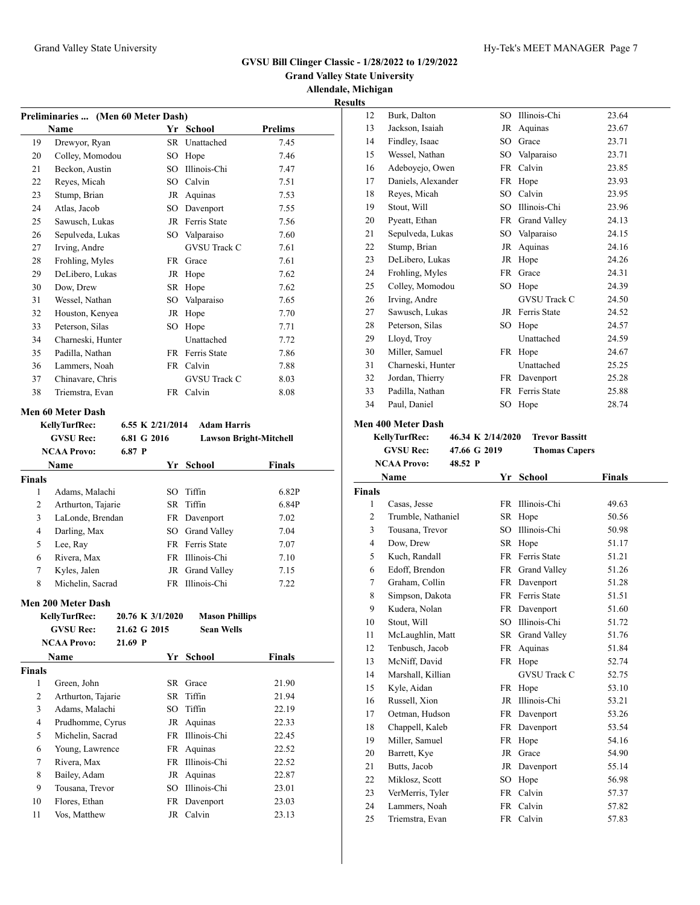## GVSU Bill Clinger Classic - 1/28/2022 to 1/29/2022

**Grand Valley State University**
**Allendale, Michigan**
**Results**

### Preliminaries ... (Men 60 Meter Dash)

| | Name | Yr | School | Prelims |
|---|---|---|---|---|
| 19 | Drewyor, Ryan | SR | Unattached | 7.45 |
| 20 | Colley, Momodou | SO | Hope | 7.46 |
| 21 | Beckon, Austin | SO | Illinois-Chi | 7.47 |
| 22 | Reyes, Micah | SO | Calvin | 7.51 |
| 23 | Stump, Brian | JR | Aquinas | 7.53 |
| 24 | Atlas, Jacob | SO | Davenport | 7.55 |
| 25 | Sawusch, Lukas | JR | Ferris State | 7.56 |
| 26 | Sepulveda, Lukas | SO | Valparaiso | 7.60 |
| 27 | Irving, Andre | | GVSU Track C | 7.61 |
| 28 | Frohling, Myles | FR | Grace | 7.61 |
| 29 | DeLibero, Lukas | JR | Hope | 7.62 |
| 30 | Dow, Drew | SR | Hope | 7.62 |
| 31 | Wessel, Nathan | SO | Valparaiso | 7.65 |
| 32 | Houston, Kenyea | JR | Hope | 7.70 |
| 33 | Peterson, Silas | SO | Hope | 7.71 |
| 34 | Charneski, Hunter | | Unattached | 7.72 |
| 35 | Padilla, Nathan | FR | Ferris State | 7.86 |
| 36 | Lammers, Noah | FR | Calvin | 7.88 |
| 37 | Chinavare, Chris | | GVSU Track C | 8.03 |
| 38 | Triemstra, Evan | FR | Calvin | 8.08 |

### Men 60 Meter Dash

**KellyTurfRec:** 6.55 K 2/21/2014 **Adam Harris**
**GVSU Rec:** 6.81 G 2016 **Lawson Bright-Mitchell**
**NCAA Provo:** 6.87 P

| | Name | Yr | School | Finals |
|---|---|---|---|---|
| **Finals** | | | | |
| 1 | Adams, Malachi | SO | Tiffin | 6.82P |
| 2 | Arthurton, Tajarie | SR | Tiffin | 6.84P |
| 3 | LaLonde, Brendan | FR | Davenport | 7.02 |
| 4 | Darling, Max | SO | Grand Valley | 7.04 |
| 5 | Lee, Ray | FR | Ferris State | 7.07 |
| 6 | Rivera, Max | FR | Illinois-Chi | 7.10 |
| 7 | Kyles, Jalen | JR | Grand Valley | 7.15 |
| 8 | Michelin, Sacrad | FR | Illinois-Chi | 7.22 |

### Men 200 Meter Dash

**KellyTurfRec:** 20.76 K 3/1/2020 **Mason Phillips**
**GVSU Rec:** 21.62 G 2015 **Sean Wells**
**NCAA Provo:** 21.69 P

| | Name | Yr | School | Finals |
|---|---|---|---|---|
| **Finals** | | | | |
| 1 | Green, John | SR | Grace | 21.90 |
| 2 | Arthurton, Tajarie | SR | Tiffin | 21.94 |
| 3 | Adams, Malachi | SO | Tiffin | 22.19 |
| 4 | Prudhomme, Cyrus | JR | Aquinas | 22.33 |
| 5 | Michelin, Sacrad | FR | Illinois-Chi | 22.45 |
| 6 | Young, Lawrence | FR | Aquinas | 22.52 |
| 7 | Rivera, Max | FR | Illinois-Chi | 22.52 |
| 8 | Bailey, Adam | JR | Aquinas | 22.87 |
| 9 | Tousana, Trevor | SO | Illinois-Chi | 23.01 |
| 10 | Flores, Ethan | FR | Davenport | 23.03 |
| 11 | Vos, Matthew | JR | Calvin | 23.13 |
| 12 | Burk, Dalton | SO | Illinois-Chi | 23.64 |
| 13 | Jackson, Isaiah | JR | Aquinas | 23.67 |
| 14 | Findley, Isaac | SO | Grace | 23.71 |
| 15 | Wessel, Nathan | SO | Valparaiso | 23.71 |
| 16 | Adeboyejo, Owen | FR | Calvin | 23.85 |
| 17 | Daniels, Alexander | FR | Hope | 23.93 |
| 18 | Reyes, Micah | SO | Calvin | 23.95 |
| 19 | Stout, Will | SO | Illinois-Chi | 23.96 |
| 20 | Pyeatt, Ethan | FR | Grand Valley | 24.13 |
| 21 | Sepulveda, Lukas | SO | Valparaiso | 24.15 |
| 22 | Stump, Brian | JR | Aquinas | 24.16 |
| 23 | DeLibero, Lukas | JR | Hope | 24.26 |
| 24 | Frohling, Myles | FR | Grace | 24.31 |
| 25 | Colley, Momodou | SO | Hope | 24.39 |
| 26 | Irving, Andre | | GVSU Track C | 24.50 |
| 27 | Sawusch, Lukas | JR | Ferris State | 24.52 |
| 28 | Peterson, Silas | SO | Hope | 24.57 |
| 29 | Lloyd, Troy | | Unattached | 24.59 |
| 30 | Miller, Samuel | FR | Hope | 24.67 |
| 31 | Charneski, Hunter | | Unattached | 25.25 |
| 32 | Jordan, Thierry | FR | Davenport | 25.28 |
| 33 | Padilla, Nathan | FR | Ferris State | 25.88 |
| 34 | Paul, Daniel | SO | Hope | 28.74 |

### Men 400 Meter Dash

**KellyTurfRec:** 46.34 K 2/14/2020 **Trevor Bassitt**
**GVSU Rec:** 47.66 G 2019 **Thomas Capers**
**NCAA Provo:** 48.52 P

| | Name | Yr | School | Finals |
|---|---|---|---|---|
| **Finals** | | | | |
| 1 | Casas, Jesse | FR | Illinois-Chi | 49.63 |
| 2 | Trumble, Nathaniel | SR | Hope | 50.56 |
| 3 | Tousana, Trevor | SO | Illinois-Chi | 50.98 |
| 4 | Dow, Drew | SR | Hope | 51.17 |
| 5 | Kuch, Randall | FR | Ferris State | 51.21 |
| 6 | Edoff, Brendon | FR | Grand Valley | 51.26 |
| 7 | Graham, Collin | FR | Davenport | 51.28 |
| 8 | Simpson, Dakota | FR | Ferris State | 51.51 |
| 9 | Kudera, Nolan | FR | Davenport | 51.60 |
| 10 | Stout, Will | SO | Illinois-Chi | 51.72 |
| 11 | McLaughlin, Matt | SR | Grand Valley | 51.76 |
| 12 | Tenbusch, Jacob | FR | Aquinas | 51.84 |
| 13 | McNiff, David | FR | Hope | 52.74 |
| 14 | Marshall, Killian | | GVSU Track C | 52.75 |
| 15 | Kyle, Aidan | FR | Hope | 53.10 |
| 16 | Russell, Xion | JR | Illinois-Chi | 53.21 |
| 17 | Oetman, Hudson | FR | Davenport | 53.26 |
| 18 | Chappell, Kaleb | FR | Davenport | 53.54 |
| 19 | Miller, Samuel | FR | Hope | 54.16 |
| 20 | Barrett, Kye | JR | Grace | 54.90 |
| 21 | Butts, Jacob | JR | Davenport | 55.14 |
| 22 | Miklosz, Scott | SO | Hope | 56.98 |
| 23 | VerMerris, Tyler | FR | Calvin | 57.37 |
| 24 | Lammers, Noah | FR | Calvin | 57.82 |
| 25 | Triemstra, Evan | FR | Calvin | 57.83 |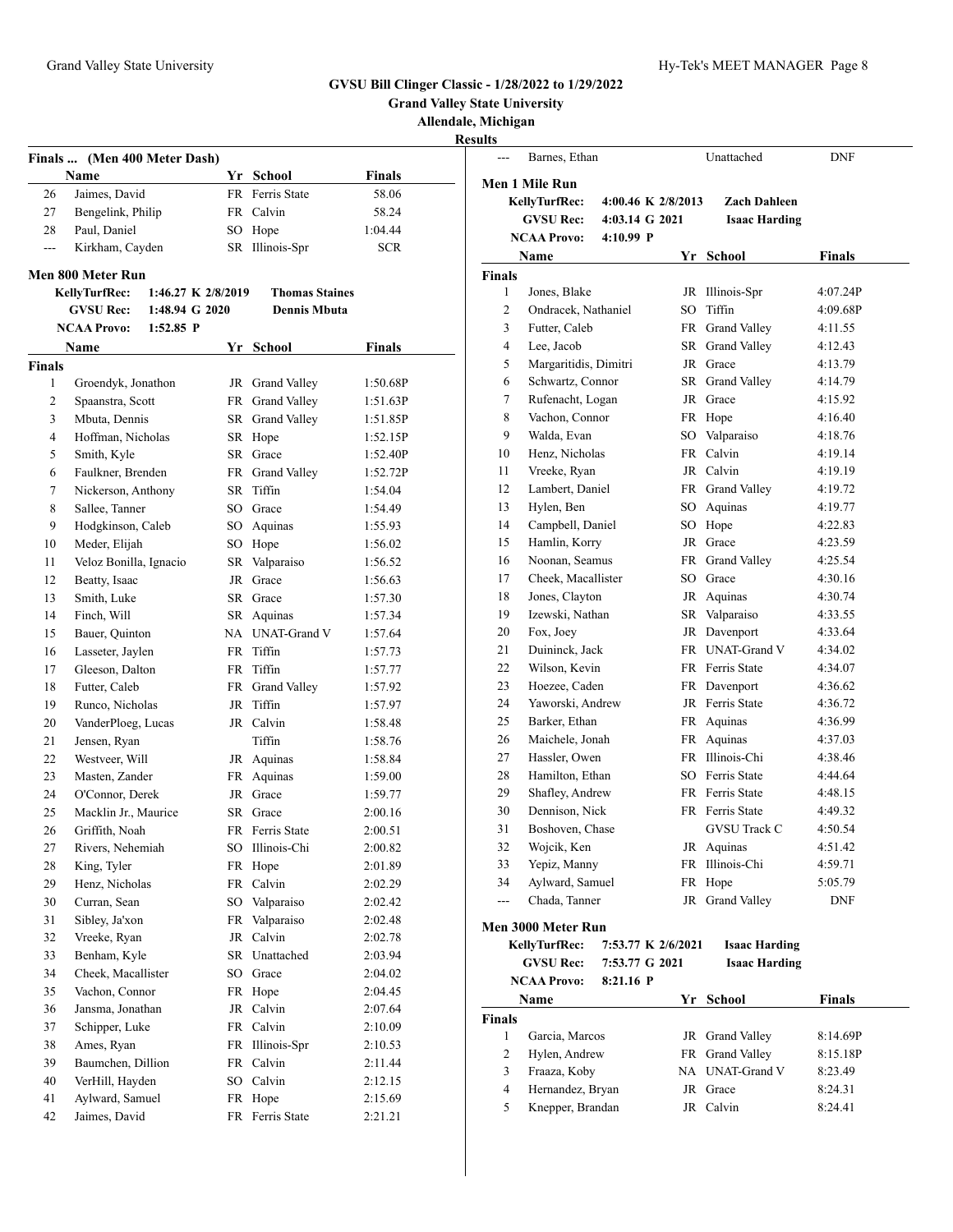# GVSU Bill Clinger Classic - 1/28/2022 to 1/29/2022

**Grand Valley State University**

**Allendale, Michigan**

**Results**

## Finals ... (Men 400 Meter Dash)

| | Name | Yr | School | Finals |
|---|---|---|---|---|
| 26 | Jaimes, David | FR | Ferris State | 58.06 |
| 27 | Bengelink, Philip | FR | Calvin | 58.24 |
| 28 | Paul, Daniel | SO | Hope | 1:04.44 |
| --- | Kirkham, Cayden | SR | Illinois-Spr | SCR |

## Men 800 Meter Run

**KellyTurfRec:** 1:46.27 K 2/8/2019 **Thomas Staines**
**GVSU Rec:** 1:48.94 G 2020 **Dennis Mbuta**
**NCAA Provo:** 1:52.85 P

**Finals**

| | Name | Yr | School | Finals |
|---|---|---|---|---|
| 1 | Groendyk, Jonathon | JR | Grand Valley | 1:50.68P |
| 2 | Spaanstra, Scott | FR | Grand Valley | 1:51.63P |
| 3 | Mbuta, Dennis | SR | Grand Valley | 1:51.85P |
| 4 | Hoffman, Nicholas | SR | Hope | 1:52.15P |
| 5 | Smith, Kyle | SR | Grace | 1:52.40P |
| 6 | Faulkner, Brenden | FR | Grand Valley | 1:52.72P |
| 7 | Nickerson, Anthony | SR | Tiffin | 1:54.04 |
| 8 | Sallee, Tanner | SO | Grace | 1:54.49 |
| 9 | Hodgkinson, Caleb | SO | Aquinas | 1:55.93 |
| 10 | Meder, Elijah | SO | Hope | 1:56.02 |
| 11 | Veloz Bonilla, Ignacio | SR | Valparaiso | 1:56.52 |
| 12 | Beatty, Isaac | JR | Grace | 1:56.63 |
| 13 | Smith, Luke | SR | Grace | 1:57.30 |
| 14 | Finch, Will | SR | Aquinas | 1:57.34 |
| 15 | Bauer, Quinton | NA | UNAT-Grand V | 1:57.64 |
| 16 | Lasseter, Jaylen | FR | Tiffin | 1:57.73 |
| 17 | Gleeson, Dalton | FR | Tiffin | 1:57.77 |
| 18 | Futter, Caleb | FR | Grand Valley | 1:57.92 |
| 19 | Runco, Nicholas | JR | Tiffin | 1:57.97 |
| 20 | VanderPloeg, Lucas | JR | Calvin | 1:58.48 |
| 21 | Jensen, Ryan | | Tiffin | 1:58.76 |
| 22 | Westveer, Will | JR | Aquinas | 1:58.84 |
| 23 | Masten, Zander | FR | Aquinas | 1:59.00 |
| 24 | O'Connor, Derek | JR | Grace | 1:59.77 |
| 25 | Macklin Jr., Maurice | SR | Grace | 2:00.16 |
| 26 | Griffith, Noah | FR | Ferris State | 2:00.51 |
| 27 | Rivers, Nehemiah | SO | Illinois-Chi | 2:00.82 |
| 28 | King, Tyler | FR | Hope | 2:01.89 |
| 29 | Henz, Nicholas | FR | Calvin | 2:02.29 |
| 30 | Curran, Sean | SO | Valparaiso | 2:02.42 |
| 31 | Sibley, Ja'xon | FR | Valparaiso | 2:02.48 |
| 32 | Vreeke, Ryan | JR | Calvin | 2:02.78 |
| 33 | Benham, Kyle | SR | Unattached | 2:03.94 |
| 34 | Cheek, Macallister | SO | Grace | 2:04.02 |
| 35 | Vachon, Connor | FR | Hope | 2:04.45 |
| 36 | Jansma, Jonathan | JR | Calvin | 2:07.64 |
| 37 | Schipper, Luke | FR | Calvin | 2:10.09 |
| 38 | Ames, Ryan | FR | Illinois-Spr | 2:10.53 |
| 39 | Baumchen, Dillion | FR | Calvin | 2:11.44 |
| 40 | VerHill, Hayden | SO | Calvin | 2:12.15 |
| 41 | Aylward, Samuel | FR | Hope | 2:15.69 |
| 42 | Jaimes, David | FR | Ferris State | 2:21.21 |
| --- | Barnes, Ethan | | Unattached | DNF |

## Men 1 Mile Run

**KellyTurfRec:** 4:00.46 K 2/8/2013 **Zach Dahleen**
**GVSU Rec:** 4:03.14 G 2021 **Isaac Harding**
**NCAA Provo:** 4:10.99 P

**Finals**

| | Name | Yr | School | Finals |
|---|---|---|---|---|
| 1 | Jones, Blake | JR | Illinois-Spr | 4:07.24P |
| 2 | Ondracek, Nathaniel | SO | Tiffin | 4:09.68P |
| 3 | Futter, Caleb | FR | Grand Valley | 4:11.55 |
| 4 | Lee, Jacob | SR | Grand Valley | 4:12.43 |
| 5 | Margaritidis, Dimitri | JR | Grace | 4:13.79 |
| 6 | Schwartz, Connor | SR | Grand Valley | 4:14.79 |
| 7 | Rufenacht, Logan | JR | Grace | 4:15.92 |
| 8 | Vachon, Connor | FR | Hope | 4:16.40 |
| 9 | Walda, Evan | SO | Valparaiso | 4:18.76 |
| 10 | Henz, Nicholas | FR | Calvin | 4:19.14 |
| 11 | Vreeke, Ryan | JR | Calvin | 4:19.19 |
| 12 | Lambert, Daniel | FR | Grand Valley | 4:19.72 |
| 13 | Hylen, Ben | SO | Aquinas | 4:19.77 |
| 14 | Campbell, Daniel | SO | Hope | 4:22.83 |
| 15 | Hamlin, Korry | JR | Grace | 4:23.59 |
| 16 | Noonan, Seamus | FR | Grand Valley | 4:25.54 |
| 17 | Cheek, Macallister | SO | Grace | 4:30.16 |
| 18 | Jones, Clayton | JR | Aquinas | 4:30.74 |
| 19 | Izewski, Nathan | SR | Valparaiso | 4:33.55 |
| 20 | Fox, Joey | JR | Davenport | 4:33.64 |
| 21 | Duininck, Jack | FR | UNAT-Grand V | 4:34.02 |
| 22 | Wilson, Kevin | FR | Ferris State | 4:34.07 |
| 23 | Hoezee, Caden | FR | Davenport | 4:36.62 |
| 24 | Yaworski, Andrew | JR | Ferris State | 4:36.72 |
| 25 | Barker, Ethan | FR | Aquinas | 4:36.99 |
| 26 | Maichele, Jonah | FR | Aquinas | 4:37.03 |
| 27 | Hassler, Owen | FR | Illinois-Chi | 4:38.46 |
| 28 | Hamilton, Ethan | SO | Ferris State | 4:44.64 |
| 29 | Shafley, Andrew | FR | Ferris State | 4:48.15 |
| 30 | Dennison, Nick | FR | Ferris State | 4:49.32 |
| 31 | Boshoven, Chase | | GVSU Track C | 4:50.54 |
| 32 | Wojcik, Ken | JR | Aquinas | 4:51.42 |
| 33 | Yepiz, Manny | FR | Illinois-Chi | 4:59.71 |
| 34 | Aylward, Samuel | FR | Hope | 5:05.79 |
| --- | Chada, Tanner | JR | Grand Valley | DNF |

## Men 3000 Meter Run

**KellyTurfRec:** 7:53.77 K 2/6/2021 **Isaac Harding**
**GVSU Rec:** 7:53.77 G 2021 **Isaac Harding**
**NCAA Provo:** 8:21.16 P

**Finals**

| | Name | Yr | School | Finals |
|---|---|---|---|---|
| 1 | Garcia, Marcos | JR | Grand Valley | 8:14.69P |
| 2 | Hylen, Andrew | FR | Grand Valley | 8:15.18P |
| 3 | Fraaza, Koby | NA | UNAT-Grand V | 8:23.49 |
| 4 | Hernandez, Bryan | JR | Grace | 8:24.31 |
| 5 | Knepper, Brandan | JR | Calvin | 8:24.41 |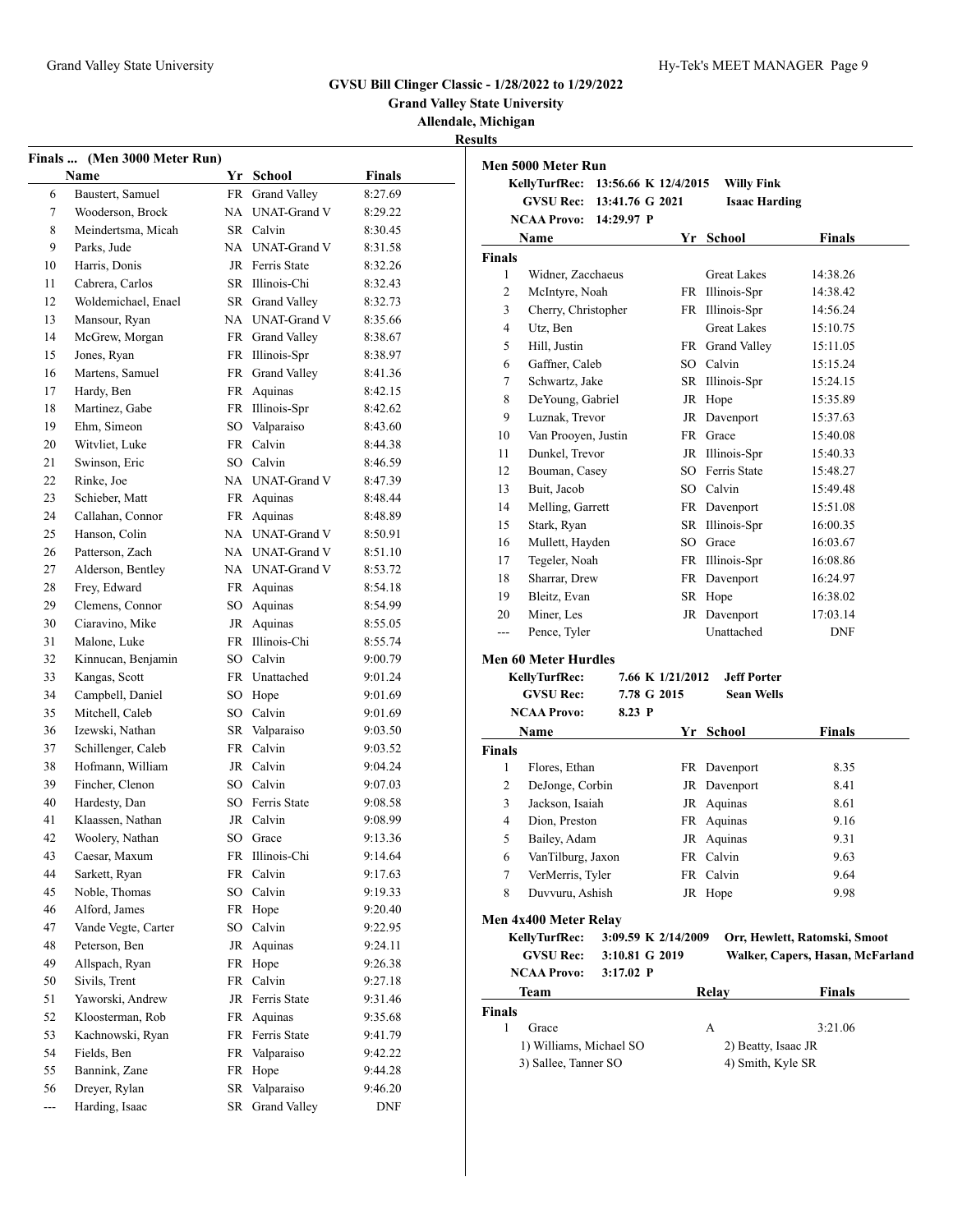# GVSU Bill Clinger Classic - 1/28/2022 to 1/29/2022

**Grand Valley State University**

**Allendale, Michigan**

**Results**

### Finals ... (Men 3000 Meter Run)

| | Name | Yr | School | Finals |
|---|---|---|---|---|
| 6 | Baustert, Samuel | FR | Grand Valley | 8:27.69 |
| 7 | Wooderson, Brock | NA | UNAT-Grand V | 8:29.22 |
| 8 | Meindertsma, Micah | SR | Calvin | 8:30.45 |
| 9 | Parks, Jude | NA | UNAT-Grand V | 8:31.58 |
| 10 | Harris, Donis | JR | Ferris State | 8:32.26 |
| 11 | Cabrera, Carlos | SR | Illinois-Chi | 8:32.43 |
| 12 | Woldemichael, Enael | SR | Grand Valley | 8:32.73 |
| 13 | Mansour, Ryan | NA | UNAT-Grand V | 8:35.66 |
| 14 | McGrew, Morgan | FR | Grand Valley | 8:38.67 |
| 15 | Jones, Ryan | FR | Illinois-Spr | 8:38.97 |
| 16 | Martens, Samuel | FR | Grand Valley | 8:41.36 |
| 17 | Hardy, Ben | FR | Aquinas | 8:42.15 |
| 18 | Martinez, Gabe | FR | Illinois-Spr | 8:42.62 |
| 19 | Ehm, Simeon | SO | Valparaiso | 8:43.60 |
| 20 | Witvliet, Luke | FR | Calvin | 8:44.38 |
| 21 | Swinson, Eric | SO | Calvin | 8:46.59 |
| 22 | Rinke, Joe | NA | UNAT-Grand V | 8:47.39 |
| 23 | Schieber, Matt | FR | Aquinas | 8:48.44 |
| 24 | Callahan, Connor | FR | Aquinas | 8:48.89 |
| 25 | Hanson, Colin | NA | UNAT-Grand V | 8:50.91 |
| 26 | Patterson, Zach | NA | UNAT-Grand V | 8:51.10 |
| 27 | Alderson, Bentley | NA | UNAT-Grand V | 8:53.72 |
| 28 | Frey, Edward | FR | Aquinas | 8:54.18 |
| 29 | Clemens, Connor | SO | Aquinas | 8:54.99 |
| 30 | Ciaravino, Mike | JR | Aquinas | 8:55.05 |
| 31 | Malone, Luke | FR | Illinois-Chi | 8:55.74 |
| 32 | Kinnucan, Benjamin | SO | Calvin | 9:00.79 |
| 33 | Kangas, Scott | FR | Unattached | 9:01.24 |
| 34 | Campbell, Daniel | SO | Hope | 9:01.69 |
| 35 | Mitchell, Caleb | SO | Calvin | 9:01.69 |
| 36 | Izewski, Nathan | SR | Valparaiso | 9:03.50 |
| 37 | Schillenger, Caleb | FR | Calvin | 9:03.52 |
| 38 | Hofmann, William | JR | Calvin | 9:04.24 |
| 39 | Fincher, Clenon | SO | Calvin | 9:07.03 |
| 40 | Hardesty, Dan | SO | Ferris State | 9:08.58 |
| 41 | Klaassen, Nathan | JR | Calvin | 9:08.99 |
| 42 | Woolery, Nathan | SO | Grace | 9:13.36 |
| 43 | Caesar, Maxum | FR | Illinois-Chi | 9:14.64 |
| 44 | Sarkett, Ryan | FR | Calvin | 9:17.63 |
| 45 | Noble, Thomas | SO | Calvin | 9:19.33 |
| 46 | Alford, James | FR | Hope | 9:20.40 |
| 47 | Vande Vegte, Carter | SO | Calvin | 9:22.95 |
| 48 | Peterson, Ben | JR | Aquinas | 9:24.11 |
| 49 | Allspach, Ryan | FR | Hope | 9:26.38 |
| 50 | Sivils, Trent | FR | Calvin | 9:27.18 |
| 51 | Yaworski, Andrew | JR | Ferris State | 9:31.46 |
| 52 | Kloosterman, Rob | FR | Aquinas | 9:35.68 |
| 53 | Kachnowski, Ryan | FR | Ferris State | 9:41.79 |
| 54 | Fields, Ben | FR | Valparaiso | 9:42.22 |
| 55 | Bannink, Zane | FR | Hope | 9:44.28 |
| 56 | Dreyer, Rylan | SR | Valparaiso | 9:46.20 |
| --- | Harding, Isaac | SR | Grand Valley | DNF |

### Men 5000 Meter Run

**KellyTurfRec:** 13:56.66 K 12/4/2015 **Willy Fink**
**GVSU Rec:** 13:41.76 G 2021 **Isaac Harding**
**NCAA Provo:** 14:29.97 P

| | Name | Yr | School | Finals |
|---|---|---|---|---|
| **Finals** | | | | |
| 1 | Widner, Zacchaeus | | Great Lakes | 14:38.26 |
| 2 | McIntyre, Noah | FR | Illinois-Spr | 14:38.42 |
| 3 | Cherry, Christopher | FR | Illinois-Spr | 14:56.24 |
| 4 | Utz, Ben | | Great Lakes | 15:10.75 |
| 5 | Hill, Justin | FR | Grand Valley | 15:11.05 |
| 6 | Gaffner, Caleb | SO | Calvin | 15:15.24 |
| 7 | Schwartz, Jake | SR | Illinois-Spr | 15:24.15 |
| 8 | DeYoung, Gabriel | JR | Hope | 15:35.89 |
| 9 | Luznak, Trevor | JR | Davenport | 15:37.63 |
| 10 | Van Prooyen, Justin | FR | Grace | 15:40.08 |
| 11 | Dunkel, Trevor | JR | Illinois-Spr | 15:40.33 |
| 12 | Bouman, Casey | SO | Ferris State | 15:48.27 |
| 13 | Buit, Jacob | SO | Calvin | 15:49.48 |
| 14 | Melling, Garrett | FR | Davenport | 15:51.08 |
| 15 | Stark, Ryan | SR | Illinois-Spr | 16:00.35 |
| 16 | Mullett, Hayden | SO | Grace | 16:03.67 |
| 17 | Tegeler, Noah | FR | Illinois-Spr | 16:08.86 |
| 18 | Sharrar, Drew | FR | Davenport | 16:24.97 |
| 19 | Bleitz, Evan | SR | Hope | 16:38.02 |
| 20 | Miner, Les | JR | Davenport | 17:03.14 |
| --- | Pence, Tyler | | Unattached | DNF |

### Men 60 Meter Hurdles

**KellyTurfRec:** 7.66 K 1/21/2012 **Jeff Porter**
**GVSU Rec:** 7.78 G 2015 **Sean Wells**
**NCAA Provo:** 8.23 P

| | Name | Yr | School | Finals |
|---|---|---|---|---|
| **Finals** | | | | |
| 1 | Flores, Ethan | FR | Davenport | 8.35 |
| 2 | DeJonge, Corbin | JR | Davenport | 8.41 |
| 3 | Jackson, Isaiah | JR | Aquinas | 8.61 |
| 4 | Dion, Preston | FR | Aquinas | 9.16 |
| 5 | Bailey, Adam | JR | Aquinas | 9.31 |
| 6 | VanTilburg, Jaxon | FR | Calvin | 9.63 |
| 7 | VerMerris, Tyler | FR | Calvin | 9.64 |
| 8 | Duvvuru, Ashish | JR | Hope | 9.98 |

### Men 4x400 Meter Relay

**KellyTurfRec:** 3:09.59 K 2/14/2009 **Orr, Hewlett, Ratomski, Smoot**
**GVSU Rec:** 3:10.81 G 2019 **Walker, Capers, Hasan, McFarland**
**NCAA Provo:** 3:17.02 P

| | Team | Relay | Finals |
|---|---|---|---|
| **Finals** | | | |
| 1 | Grace | A | 3:21.06 |

1) Williams, Michael SO  2) Beatty, Isaac JR
3) Sallee, Tanner SO  4) Smith, Kyle SR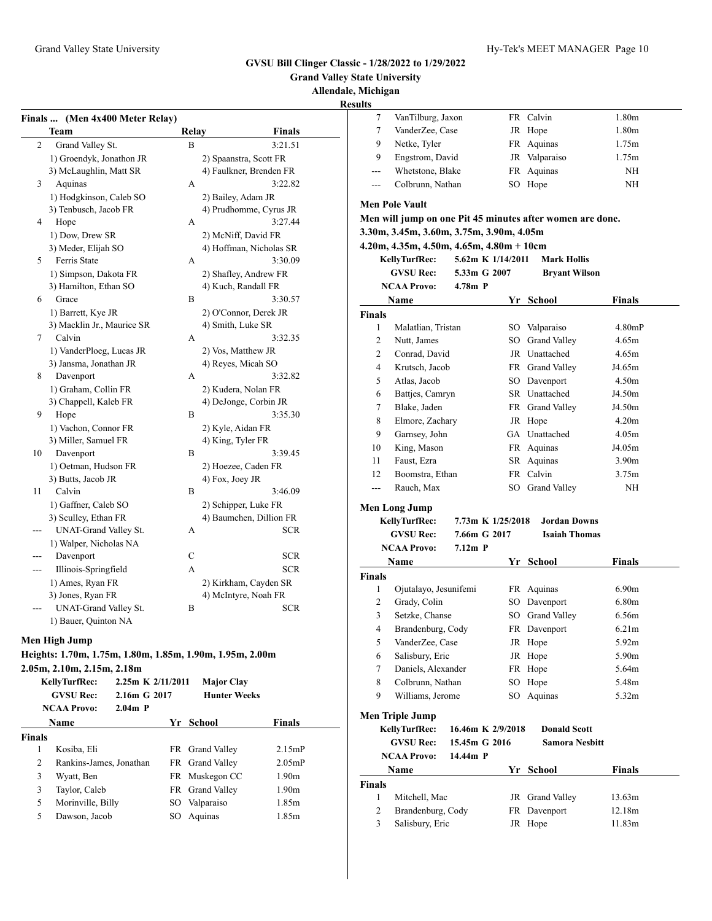# GVSU Bill Clinger Classic - 1/28/2022 to 1/29/2022

**Grand Valley State University**

**Allendale, Michigan**

**Results**

### Finals ... (Men 4x400 Meter Relay)

| | Team | Relay | Finals |
|---|---|---|---|
| 2 | Grand Valley St. | B | 3:21.51 |
| | 1) Groendyk, Jonathon JR | 2) Spaanstra, Scott FR | |
| | 3) McLaughlin, Matt SR | 4) Faulkner, Brenden FR | |
| 3 | Aquinas | A | 3:22.82 |
| | 1) Hodgkinson, Caleb SO | 2) Bailey, Adam JR | |
| | 3) Tenbusch, Jacob FR | 4) Prudhomme, Cyrus JR | |
| 4 | Hope | A | 3:27.44 |
| | 1) Dow, Drew SR | 2) McNiff, David FR | |
| | 3) Meder, Elijah SO | 4) Hoffman, Nicholas SR | |
| 5 | Ferris State | A | 3:30.09 |
| | 1) Simpson, Dakota FR | 2) Shafley, Andrew FR | |
| | 3) Hamilton, Ethan SO | 4) Kuch, Randall FR | |
| 6 | Grace | B | 3:30.57 |
| | 1) Barrett, Kye JR | 2) O'Connor, Derek JR | |
| | 3) Macklin Jr., Maurice SR | 4) Smith, Luke SR | |
| 7 | Calvin | A | 3:32.35 |
| | 1) VanderPloeg, Lucas JR | 2) Vos, Matthew JR | |
| | 3) Jansma, Jonathan JR | 4) Reyes, Micah SO | |
| 8 | Davenport | A | 3:32.82 |
| | 1) Graham, Collin FR | 2) Kudera, Nolan FR | |
| | 3) Chappell, Kaleb FR | 4) DeJonge, Corbin JR | |
| 9 | Hope | B | 3:35.30 |
| | 1) Vachon, Connor FR | 2) Kyle, Aidan FR | |
| | 3) Miller, Samuel FR | 4) King, Tyler FR | |
| 10 | Davenport | B | 3:39.45 |
| | 1) Oetman, Hudson FR | 2) Hoezee, Caden FR | |
| | 3) Butts, Jacob JR | 4) Fox, Joey JR | |
| 11 | Calvin | B | 3:46.09 |
| | 1) Gaffner, Caleb SO | 2) Schipper, Luke FR | |
| | 3) Sculley, Ethan FR | 4) Baumchen, Dillion FR | |
| --- | UNAT-Grand Valley St. | A | SCR |
| | 1) Walper, Nicholas NA | | |
| --- | Davenport | C | SCR |
| --- | Illinois-Springfield | A | SCR |
| | 1) Ames, Ryan FR | 2) Kirkham, Cayden SR | |
| | 3) Jones, Ryan FR | 4) McIntyre, Noah FR | |
| --- | UNAT-Grand Valley St. | B | SCR |
| | 1) Bauer, Quinton NA | | |

### Men High Jump

**Heights: 1.70m, 1.75m, 1.80m, 1.85m, 1.90m, 1.95m, 2.00m**
**2.05m, 2.10m, 2.15m, 2.18m**

**KellyTurfRec:** 2.25m K 2/11/2011 **Major Clay**
**GVSU Rec:** 2.16m G 2017 **Hunter Weeks**
**NCAA Provo:** 2.04m P

| | Name | Yr | School | Finals |
|---|---|---|---|---|
| **Finals** | | | | |
| 1 | Kosiba, Eli | FR | Grand Valley | 2.15mP |
| 2 | Rankins-James, Jonathan | FR | Grand Valley | 2.05mP |
| 3 | Wyatt, Ben | FR | Muskegon CC | 1.90m |
| 3 | Taylor, Caleb | FR | Grand Valley | 1.90m |
| 5 | Morinville, Billy | SO | Valparaiso | 1.85m |
| 5 | Dawson, Jacob | SO | Aquinas | 1.85m |
| 7 | VanTilburg, Jaxon | FR | Calvin | 1.80m |
| 7 | VanderZee, Case | JR | Hope | 1.80m |
| 9 | Netke, Tyler | FR | Aquinas | 1.75m |
| 9 | Engstrom, David | JR | Valparaiso | 1.75m |
| --- | Whetstone, Blake | FR | Aquinas | NH |
| --- | Colbrunn, Nathan | SO | Hope | NH |

### Men Pole Vault

**Men will jump on one Pit 45 minutes after women are done.**
**3.30m, 3.45m, 3.60m, 3.75m, 3.90m, 4.05m**
**4.20m, 4.35m, 4.50m, 4.65m, 4.80m + 10cm**

**KellyTurfRec:** 5.62m K 1/14/2011 **Mark Hollis**
**GVSU Rec:** 5.33m G 2007 **Bryant Wilson**
**NCAA Provo:** 4.78m P

| | Name | Yr | School | Finals |
|---|---|---|---|---|
| **Finals** | | | | |
| 1 | Malatlian, Tristan | SO | Valparaiso | 4.80mP |
| 2 | Nutt, James | SO | Grand Valley | 4.65m |
| 2 | Conrad, David | JR | Unattached | 4.65m |
| 4 | Krutsch, Jacob | FR | Grand Valley | J4.65m |
| 5 | Atlas, Jacob | SO | Davenport | 4.50m |
| 6 | Battjes, Camryn | SR | Unattached | J4.50m |
| 7 | Blake, Jaden | FR | Grand Valley | J4.50m |
| 8 | Elmore, Zachary | JR | Hope | 4.20m |
| 9 | Garnsey, John | GA | Unattached | 4.05m |
| 10 | King, Mason | FR | Aquinas | J4.05m |
| 11 | Faust, Ezra | SR | Aquinas | 3.90m |
| 12 | Boomstra, Ethan | FR | Calvin | 3.75m |
| --- | Rauch, Max | SO | Grand Valley | NH |

### Men Long Jump

**KellyTurfRec:** 7.73m K 1/25/2018 **Jordan Downs**
**GVSU Rec:** 7.66m G 2017 **Isaiah Thomas**
**NCAA Provo:** 7.12m P

| | Name | Yr | School | Finals |
|---|---|---|---|---|
| **Finals** | | | | |
| 1 | Ojutalayo, Jesunifemi | FR | Aquinas | 6.90m |
| 2 | Grady, Colin | SO | Davenport | 6.80m |
| 3 | Setzke, Chanse | SO | Grand Valley | 6.56m |
| 4 | Brandenburg, Cody | FR | Davenport | 6.21m |
| 5 | VanderZee, Case | JR | Hope | 5.92m |
| 6 | Salisbury, Eric | JR | Hope | 5.90m |
| 7 | Daniels, Alexander | FR | Hope | 5.64m |
| 8 | Colbrunn, Nathan | SO | Hope | 5.48m |
| 9 | Williams, Jerome | SO | Aquinas | 5.32m |

### Men Triple Jump

**KellyTurfRec:** 16.46m K 2/9/2018 **Donald Scott**
**GVSU Rec:** 15.45m G 2016 **Samora Nesbitt**
**NCAA Provo:** 14.44m P

| | Name | Yr | School | Finals |
|---|---|---|---|---|
| **Finals** | | | | |
| 1 | Mitchell, Mac | JR | Grand Valley | 13.63m |
| 2 | Brandenburg, Cody | FR | Davenport | 12.18m |
| 3 | Salisbury, Eric | JR | Hope | 11.83m |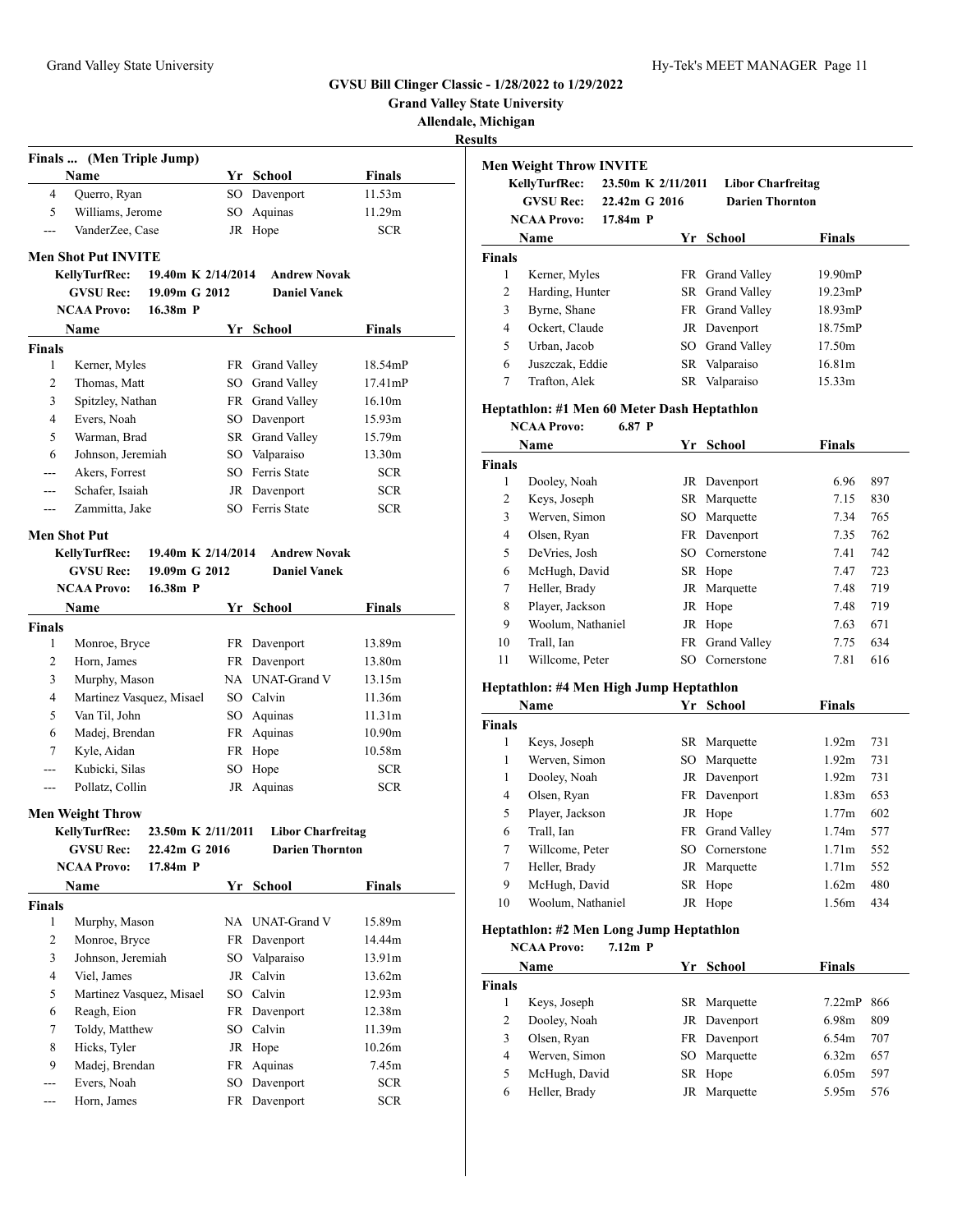# GVSU Bill Clinger Classic - 1/28/2022 to 1/29/2022

**Grand Valley State University**

**Allendale, Michigan**

**Results**

### Finals ... (Men Triple Jump)

| | Name | Yr | School | Finals |
|---|---|---|---|---|
| 4 | Querro, Ryan | SO | Davenport | 11.53m |
| 5 | Williams, Jerome | SO | Aquinas | 11.29m |
| --- | VanderZee, Case | JR | Hope | SCR |

### Men Shot Put INVITE

- KellyTurfRec: 19.40m K 2/14/2014 Andrew Novak
- GVSU Rec: 19.09m G 2012 Daniel Vanek
- NCAA Provo: 16.38m P

**Finals**

| | Name | Yr | School | Finals |
|---|---|---|---|---|
| 1 | Kerner, Myles | FR | Grand Valley | 18.54mP |
| 2 | Thomas, Matt | SO | Grand Valley | 17.41mP |
| 3 | Spitzley, Nathan | FR | Grand Valley | 16.10m |
| 4 | Evers, Noah | SO | Davenport | 15.93m |
| 5 | Warman, Brad | SR | Grand Valley | 15.79m |
| 6 | Johnson, Jeremiah | SO | Valparaiso | 13.30m |
| --- | Akers, Forrest | SO | Ferris State | SCR |
| --- | Schafer, Isaiah | JR | Davenport | SCR |
| --- | Zammitta, Jake | SO | Ferris State | SCR |

### Men Shot Put

- KellyTurfRec: 19.40m K 2/14/2014 Andrew Novak
- GVSU Rec: 19.09m G 2012 Daniel Vanek
- NCAA Provo: 16.38m P

**Finals**

| | Name | Yr | School | Finals |
|---|---|---|---|---|
| 1 | Monroe, Bryce | FR | Davenport | 13.89m |
| 2 | Horn, James | FR | Davenport | 13.80m |
| 3 | Murphy, Mason | NA | UNAT-Grand V | 13.15m |
| 4 | Martinez Vasquez, Misael | SO | Calvin | 11.36m |
| 5 | Van Til, John | SO | Aquinas | 11.31m |
| 6 | Madej, Brendan | FR | Aquinas | 10.90m |
| 7 | Kyle, Aidan | FR | Hope | 10.58m |
| --- | Kubicki, Silas | SO | Hope | SCR |
| --- | Pollatz, Collin | JR | Aquinas | SCR |

### Men Weight Throw

- KellyTurfRec: 23.50m K 2/11/2011 Libor Charfreitag
- GVSU Rec: 22.42m G 2016 Darien Thornton
- NCAA Provo: 17.84m P

**Finals**

| | Name | Yr | School | Finals |
|---|---|---|---|---|
| 1 | Murphy, Mason | NA | UNAT-Grand V | 15.89m |
| 2 | Monroe, Bryce | FR | Davenport | 14.44m |
| 3 | Johnson, Jeremiah | SO | Valparaiso | 13.91m |
| 4 | Viel, James | JR | Calvin | 13.62m |
| 5 | Martinez Vasquez, Misael | SO | Calvin | 12.93m |
| 6 | Reagh, Eion | FR | Davenport | 12.38m |
| 7 | Toldy, Matthew | SO | Calvin | 11.39m |
| 8 | Hicks, Tyler | JR | Hope | 10.26m |
| 9 | Madej, Brendan | FR | Aquinas | 7.45m |
| --- | Evers, Noah | SO | Davenport | SCR |
| --- | Horn, James | FR | Davenport | SCR |

### Men Weight Throw INVITE

- KellyTurfRec: 23.50m K 2/11/2011 Libor Charfreitag
- GVSU Rec: 22.42m G 2016 Darien Thornton
- NCAA Provo: 17.84m P

**Finals**

| | Name | Yr | School | Finals |
|---|---|---|---|---|
| 1 | Kerner, Myles | FR | Grand Valley | 19.90mP |
| 2 | Harding, Hunter | SR | Grand Valley | 19.23mP |
| 3 | Byrne, Shane | FR | Grand Valley | 18.93mP |
| 4 | Ockert, Claude | JR | Davenport | 18.75mP |
| 5 | Urban, Jacob | SO | Grand Valley | 17.50m |
| 6 | Juszczak, Eddie | SR | Valparaiso | 16.81m |
| 7 | Trafton, Alek | SR | Valparaiso | 15.33m |

### Heptathlon: #1 Men 60 Meter Dash Heptathlon

- NCAA Provo: 6.87 P

**Finals**

| | Name | Yr | School | Finals | Points |
|---|---|---|---|---|---|
| 1 | Dooley, Noah | JR | Davenport | 6.96 | 897 |
| 2 | Keys, Joseph | SR | Marquette | 7.15 | 830 |
| 3 | Werven, Simon | SO | Marquette | 7.34 | 765 |
| 4 | Olsen, Ryan | FR | Davenport | 7.35 | 762 |
| 5 | DeVries, Josh | SO | Cornerstone | 7.41 | 742 |
| 6 | McHugh, David | SR | Hope | 7.47 | 723 |
| 7 | Heller, Brady | JR | Marquette | 7.48 | 719 |
| 8 | Player, Jackson | JR | Hope | 7.48 | 719 |
| 9 | Woolum, Nathaniel | JR | Hope | 7.63 | 671 |
| 10 | Trall, Ian | FR | Grand Valley | 7.75 | 634 |
| 11 | Willcome, Peter | SO | Cornerstone | 7.81 | 616 |

### Heptathlon: #4 Men High Jump Heptathlon

**Finals**

| | Name | Yr | School | Finals | Points |
|---|---|---|---|---|---|
| 1 | Keys, Joseph | SR | Marquette | 1.92m | 731 |
| 1 | Werven, Simon | SO | Marquette | 1.92m | 731 |
| 1 | Dooley, Noah | JR | Davenport | 1.92m | 731 |
| 4 | Olsen, Ryan | FR | Davenport | 1.83m | 653 |
| 5 | Player, Jackson | JR | Hope | 1.77m | 602 |
| 6 | Trall, Ian | FR | Grand Valley | 1.74m | 577 |
| 7 | Willcome, Peter | SO | Cornerstone | 1.71m | 552 |
| 7 | Heller, Brady | JR | Marquette | 1.71m | 552 |
| 9 | McHugh, David | SR | Hope | 1.62m | 480 |
| 10 | Woolum, Nathaniel | JR | Hope | 1.56m | 434 |

### Heptathlon: #2 Men Long Jump Heptathlon

- NCAA Provo: 7.12m P

**Finals**

| | Name | Yr | School | Finals | Points |
|---|---|---|---|---|---|
| 1 | Keys, Joseph | SR | Marquette | 7.22mP | 866 |
| 2 | Dooley, Noah | JR | Davenport | 6.98m | 809 |
| 3 | Olsen, Ryan | FR | Davenport | 6.54m | 707 |
| 4 | Werven, Simon | SO | Marquette | 6.32m | 657 |
| 5 | McHugh, David | SR | Hope | 6.05m | 597 |
| 6 | Heller, Brady | JR | Marquette | 5.95m | 576 |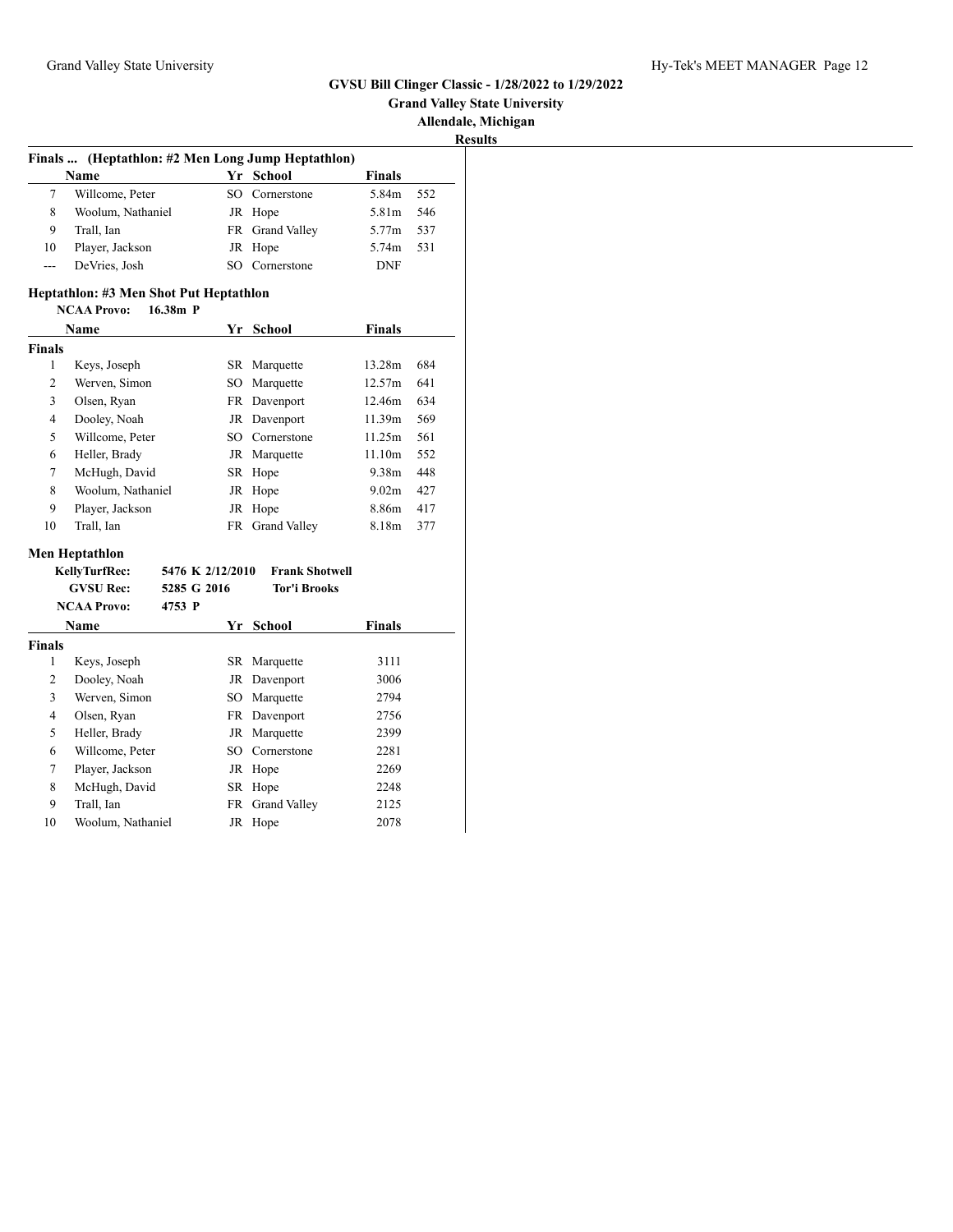**GVSU Bill Clinger Classic - 1/28/2022 to 1/29/2022**

**Grand Valley State University**

**Allendale, Michigan**

**Results**

### Finals ... (Heptathlon: #2 Men Long Jump Heptathlon)

| | Name | Yr | School | Finals | |
|---|---|---|---|---|---|
| 7 | Willcome, Peter | SO | Cornerstone | 5.84m | 552 |
| 8 | Woolum, Nathaniel | JR | Hope | 5.81m | 546 |
| 9 | Trall, Ian | FR | Grand Valley | 5.77m | 537 |
| 10 | Player, Jackson | JR | Hope | 5.74m | 531 |
| --- | DeVries, Josh | SO | Cornerstone | DNF | |

### Heptathlon: #3 Men Shot Put Heptathlon

**NCAA Provo:** 16.38m P

| | Name | Yr | School | Finals | |
|---|---|---|---|---|---|
| **Finals** | | | | | |
| 1 | Keys, Joseph | SR | Marquette | 13.28m | 684 |
| 2 | Werven, Simon | SO | Marquette | 12.57m | 641 |
| 3 | Olsen, Ryan | FR | Davenport | 12.46m | 634 |
| 4 | Dooley, Noah | JR | Davenport | 11.39m | 569 |
| 5 | Willcome, Peter | SO | Cornerstone | 11.25m | 561 |
| 6 | Heller, Brady | JR | Marquette | 11.10m | 552 |
| 7 | McHugh, David | SR | Hope | 9.38m | 448 |
| 8 | Woolum, Nathaniel | JR | Hope | 9.02m | 427 |
| 9 | Player, Jackson | JR | Hope | 8.86m | 417 |
| 10 | Trall, Ian | FR | Grand Valley | 8.18m | 377 |

### Men Heptathlon

**KellyTurfRec:** 5476 K 2/12/2010 **Frank Shotwell**

**GVSU Rec:** 5285 G 2016 **Tor'i Brooks**

**NCAA Provo:** 4753 P

| | Name | Yr | School | Finals |
|---|---|---|---|---|
| **Finals** | | | | |
| 1 | Keys, Joseph | SR | Marquette | 3111 |
| 2 | Dooley, Noah | JR | Davenport | 3006 |
| 3 | Werven, Simon | SO | Marquette | 2794 |
| 4 | Olsen, Ryan | FR | Davenport | 2756 |
| 5 | Heller, Brady | JR | Marquette | 2399 |
| 6 | Willcome, Peter | SO | Cornerstone | 2281 |
| 7 | Player, Jackson | JR | Hope | 2269 |
| 8 | McHugh, David | SR | Hope | 2248 |
| 9 | Trall, Ian | FR | Grand Valley | 2125 |
| 10 | Woolum, Nathaniel | JR | Hope | 2078 |